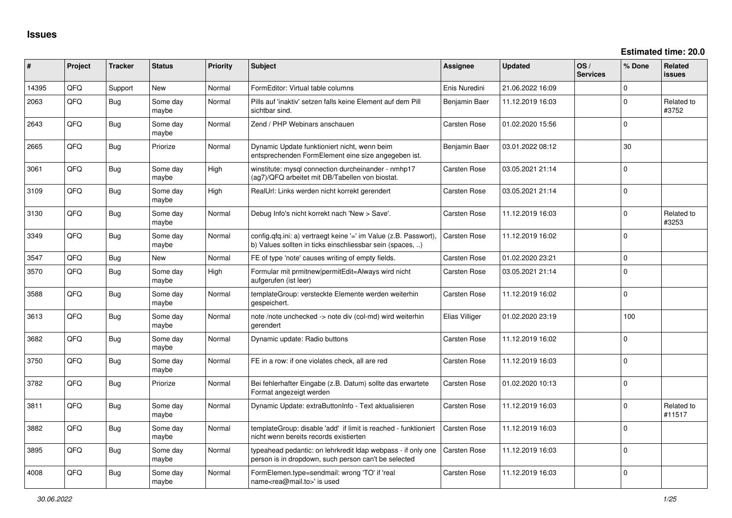# Issues

**Estimated time: 20.0**

| # | Project | Tracker | Status | Priority | Subject | Assignee | Updated | OS / Services | % Done | Related issues |
|---|---|---|---|---|---|---|---|---|---|---|
| 14395 | QFQ | Support | New | Normal | FormEditor: Virtual table columns | Enis Nuredini | 21.06.2022 16:09 | | 0 | |
| 2063 | QFQ | Bug | Some day maybe | Normal | Pills auf 'inaktiv' setzen falls keine Element auf dem Pill sichtbar sind. | Benjamin Baer | 11.12.2019 16:03 | | 0 | Related to #3752 |
| 2643 | QFQ | Bug | Some day maybe | Normal | Zend / PHP Webinars anschauen | Carsten Rose | 01.02.2020 15:56 | | 0 | |
| 2665 | QFQ | Bug | Priorize | Normal | Dynamic Update funktioniert nicht, wenn beim entsprechenden FormElement eine size angegeben ist. | Benjamin Baer | 03.01.2022 08:12 | | 30 | |
| 3061 | QFQ | Bug | Some day maybe | High | winstitute: mysql connection durcheinander - nmhp17 (ag7)/QFQ arbeitet mit DB/Tabellen von biostat. | Carsten Rose | 03.05.2021 21:14 | | 0 | |
| 3109 | QFQ | Bug | Some day maybe | High | RealUrl: Links werden nicht korrekt gerendert | Carsten Rose | 03.05.2021 21:14 | | 0 | |
| 3130 | QFQ | Bug | Some day maybe | Normal | Debug Info's nicht korrekt nach 'New > Save'. | Carsten Rose | 11.12.2019 16:03 | | 0 | Related to #3253 |
| 3349 | QFQ | Bug | Some day maybe | Normal | config.qfq.ini: a) vertraegt keine '=' im Value (z.B. Passwort), b) Values sollten in ticks einschliessbar sein (spaces, ..) | Carsten Rose | 11.12.2019 16:02 | | 0 | |
| 3547 | QFQ | Bug | New | Normal | FE of type 'note' causes writing of empty fields. | Carsten Rose | 01.02.2020 23:21 | | 0 | |
| 3570 | QFQ | Bug | Some day maybe | High | Formular mit prmitnew\|permitEdit=Always wird nicht aufgerufen (ist leer) | Carsten Rose | 03.05.2021 21:14 | | 0 | |
| 3588 | QFQ | Bug | Some day maybe | Normal | templateGroup: versteckte Elemente werden weiterhin gespeichert. | Carsten Rose | 11.12.2019 16:02 | | 0 | |
| 3613 | QFQ | Bug | Some day maybe | Normal | note /note unchecked -> note div (col-md) wird weiterhin gerendert | Elias Villiger | 01.02.2020 23:19 | | 100 | |
| 3682 | QFQ | Bug | Some day maybe | Normal | Dynamic update: Radio buttons | Carsten Rose | 11.12.2019 16:02 | | 0 | |
| 3750 | QFQ | Bug | Some day maybe | Normal | FE in a row: if one violates check, all are red | Carsten Rose | 11.12.2019 16:03 | | 0 | |
| 3782 | QFQ | Bug | Priorize | Normal | Bei fehlerhafter Eingabe (z.B. Datum) sollte das erwartete Format angezeigt werden | Carsten Rose | 01.02.2020 10:13 | | 0 | |
| 3811 | QFQ | Bug | Some day maybe | Normal | Dynamic Update: extraButtonInfo - Text aktualisieren | Carsten Rose | 11.12.2019 16:03 | | 0 | Related to #11517 |
| 3882 | QFQ | Bug | Some day maybe | Normal | templateGroup: disable 'add' if limit is reached - funktioniert nicht wenn bereits records existierten | Carsten Rose | 11.12.2019 16:03 | | 0 | |
| 3895 | QFQ | Bug | Some day maybe | Normal | typeahead pedantic: on lehrkredit ldap webpass - if only one person is in dropdown, such person can't be selected | Carsten Rose | 11.12.2019 16:03 | | 0 | |
| 4008 | QFQ | Bug | Some day maybe | Normal | FormElemen.type=sendmail: wrong 'TO' if 'real name<rea@mail.to>' is used | Carsten Rose | 11.12.2019 16:03 | | 0 | |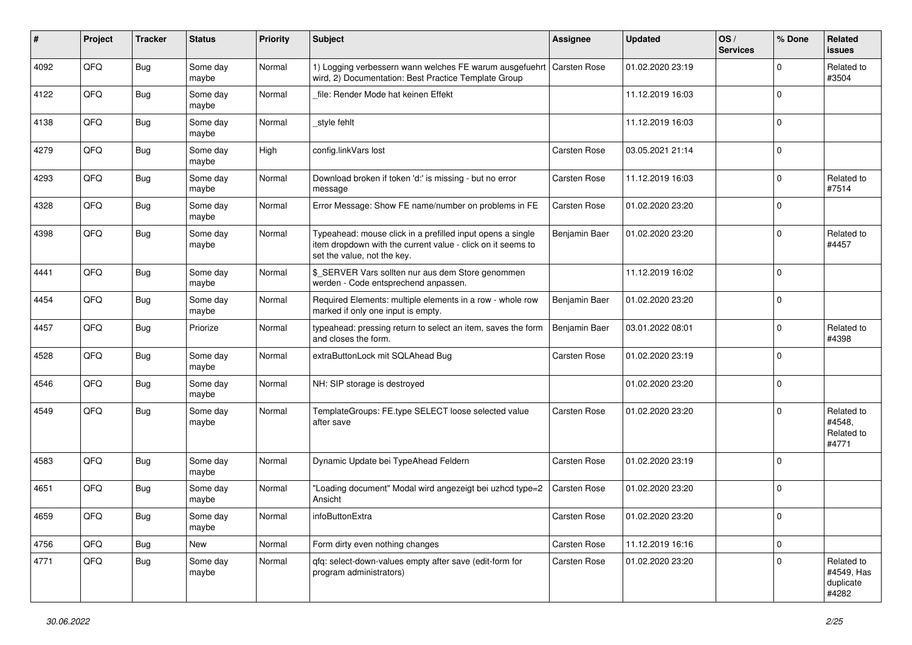| # | Project | Tracker | Status | Priority | Subject | Assignee | Updated | OS / Services | % Done | Related issues |
|---|---|---|---|---|---|---|---|---|---|---|
| 4092 | QFQ | Bug | Some day maybe | Normal | 1) Logging verbessern wann welches FE warum ausgefuehrt wird, 2) Documentation: Best Practice Template Group | Carsten Rose | 01.02.2020 23:19 | | 0 | Related to #3504 |
| 4122 | QFQ | Bug | Some day maybe | Normal | _file: Render Mode hat keinen Effekt | | 11.12.2019 16:03 | | 0 | |
| 4138 | QFQ | Bug | Some day maybe | Normal | _style fehlt | | 11.12.2019 16:03 | | 0 | |
| 4279 | QFQ | Bug | Some day maybe | High | config.linkVars lost | Carsten Rose | 03.05.2021 21:14 | | 0 | |
| 4293 | QFQ | Bug | Some day maybe | Normal | Download broken if token 'd:' is missing - but no error message | Carsten Rose | 11.12.2019 16:03 | | 0 | Related to #7514 |
| 4328 | QFQ | Bug | Some day maybe | Normal | Error Message: Show FE name/number on problems in FE | Carsten Rose | 01.02.2020 23:20 | | 0 | |
| 4398 | QFQ | Bug | Some day maybe | Normal | Typeahead: mouse click in a prefilled input opens a single item dropdown with the current value - click on it seems to set the value, not the key. | Benjamin Baer | 01.02.2020 23:20 | | 0 | Related to #4457 |
| 4441 | QFQ | Bug | Some day maybe | Normal | $_SERVER Vars sollten nur aus dem Store genommen werden - Code entsprechend anpassen. | | 11.12.2019 16:02 | | 0 | |
| 4454 | QFQ | Bug | Some day maybe | Normal | Required Elements: multiple elements in a row - whole row marked if only one input is empty. | Benjamin Baer | 01.02.2020 23:20 | | 0 | |
| 4457 | QFQ | Bug | Priorize | Normal | typeahead: pressing return to select an item, saves the form and closes the form. | Benjamin Baer | 03.01.2022 08:01 | | 0 | Related to #4398 |
| 4528 | QFQ | Bug | Some day maybe | Normal | extraButtonLock mit SQLAhead Bug | Carsten Rose | 01.02.2020 23:19 | | 0 | |
| 4546 | QFQ | Bug | Some day maybe | Normal | NH: SIP storage is destroyed | | 01.02.2020 23:20 | | 0 | |
| 4549 | QFQ | Bug | Some day maybe | Normal | TemplateGroups: FE.type SELECT loose selected value after save | Carsten Rose | 01.02.2020 23:20 | | 0 | Related to #4548, Related to #4771 |
| 4583 | QFQ | Bug | Some day maybe | Normal | Dynamic Update bei TypeAhead Feldern | Carsten Rose | 01.02.2020 23:19 | | 0 | |
| 4651 | QFQ | Bug | Some day maybe | Normal | "Loading document" Modal wird angezeigt bei uzhcd type=2 Ansicht | Carsten Rose | 01.02.2020 23:20 | | 0 | |
| 4659 | QFQ | Bug | Some day maybe | Normal | infoButtonExtra | Carsten Rose | 01.02.2020 23:20 | | 0 | |
| 4756 | QFQ | Bug | New | Normal | Form dirty even nothing changes | Carsten Rose | 11.12.2019 16:16 | | 0 | |
| 4771 | QFQ | Bug | Some day maybe | Normal | qfq: select-down-values empty after save (edit-form for program administrators) | Carsten Rose | 01.02.2020 23:20 | | 0 | Related to #4549, Has duplicate #4282 |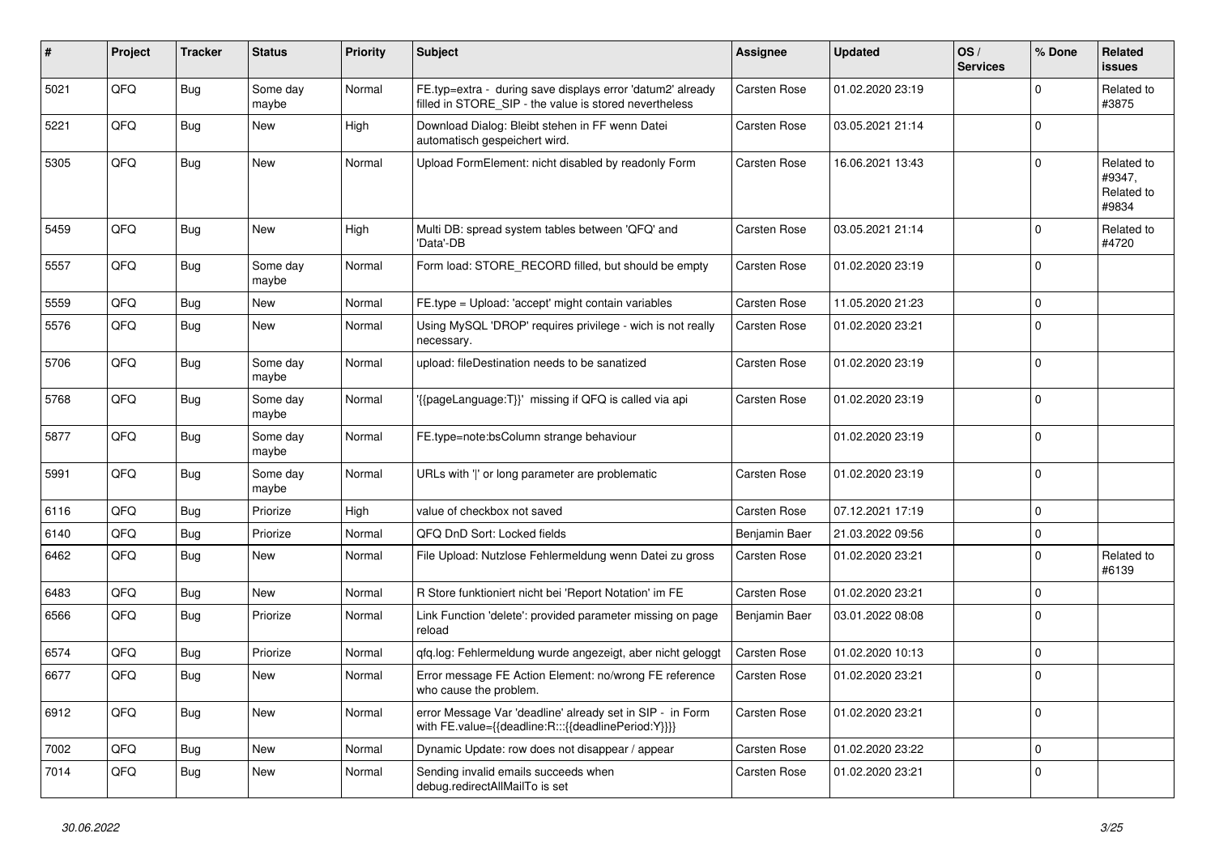| # | Project | Tracker | Status | Priority | Subject | Assignee | Updated | OS / Services | % Done | Related issues |
|---|---|---|---|---|---|---|---|---|---|---|
| 5021 | QFQ | Bug | Some day maybe | Normal | FE.typ=extra - during save displays error 'datum2' already filled in STORE_SIP - the value is stored nevertheless | Carsten Rose | 01.02.2020 23:19 | | 0 | Related to #3875 |
| 5221 | QFQ | Bug | New | High | Download Dialog: Bleibt stehen in FF wenn Datei automatisch gespeichert wird. | Carsten Rose | 03.05.2021 21:14 | | 0 | |
| 5305 | QFQ | Bug | New | Normal | Upload FormElement: nicht disabled by readonly Form | Carsten Rose | 16.06.2021 13:43 | | 0 | Related to #9347, Related to #9834 |
| 5459 | QFQ | Bug | New | High | Multi DB: spread system tables between 'QFQ' and 'Data'-DB | Carsten Rose | 03.05.2021 21:14 | | 0 | Related to #4720 |
| 5557 | QFQ | Bug | Some day maybe | Normal | Form load: STORE_RECORD filled, but should be empty | Carsten Rose | 01.02.2020 23:19 | | 0 | |
| 5559 | QFQ | Bug | New | Normal | FE.type = Upload: 'accept' might contain variables | Carsten Rose | 11.05.2020 21:23 | | 0 | |
| 5576 | QFQ | Bug | New | Normal | Using MySQL 'DROP' requires privilege - wich is not really necessary. | Carsten Rose | 01.02.2020 23:21 | | 0 | |
| 5706 | QFQ | Bug | Some day maybe | Normal | upload: fileDestination needs to be sanatized | Carsten Rose | 01.02.2020 23:19 | | 0 | |
| 5768 | QFQ | Bug | Some day maybe | Normal | '{{pageLanguage:T}}' missing if QFQ is called via api | Carsten Rose | 01.02.2020 23:19 | | 0 | |
| 5877 | QFQ | Bug | Some day maybe | Normal | FE.type=note:bsColumn strange behaviour | | 01.02.2020 23:19 | | 0 | |
| 5991 | QFQ | Bug | Some day maybe | Normal | URLs with '\|' or long parameter are problematic | Carsten Rose | 01.02.2020 23:19 | | 0 | |
| 6116 | QFQ | Bug | Priorize | High | value of checkbox not saved | Carsten Rose | 07.12.2021 17:19 | | 0 | |
| 6140 | QFQ | Bug | Priorize | Normal | QFQ DnD Sort: Locked fields | Benjamin Baer | 21.03.2022 09:56 | | 0 | |
| 6462 | QFQ | Bug | New | Normal | File Upload: Nutzlose Fehlermeldung wenn Datei zu gross | Carsten Rose | 01.02.2020 23:21 | | 0 | Related to #6139 |
| 6483 | QFQ | Bug | New | Normal | R Store funktioniert nicht bei 'Report Notation' im FE | Carsten Rose | 01.02.2020 23:21 | | 0 | |
| 6566 | QFQ | Bug | Priorize | Normal | Link Function 'delete': provided parameter missing on page reload | Benjamin Baer | 03.01.2022 08:08 | | 0 | |
| 6574 | QFQ | Bug | Priorize | Normal | qfq.log: Fehlermeldung wurde angezeigt, aber nicht geloggt | Carsten Rose | 01.02.2020 10:13 | | 0 | |
| 6677 | QFQ | Bug | New | Normal | Error message FE Action Element: no/wrong FE reference who cause the problem. | Carsten Rose | 01.02.2020 23:21 | | 0 | |
| 6912 | QFQ | Bug | New | Normal | error Message Var 'deadline' already set in SIP - in Form with FE.value={{deadline:R:::{{deadlinePeriod:Y}}}} | Carsten Rose | 01.02.2020 23:21 | | 0 | |
| 7002 | QFQ | Bug | New | Normal | Dynamic Update: row does not disappear / appear | Carsten Rose | 01.02.2020 23:22 | | 0 | |
| 7014 | QFQ | Bug | New | Normal | Sending invalid emails succeeds when debug.redirectAllMailTo is set | Carsten Rose | 01.02.2020 23:21 | | 0 | |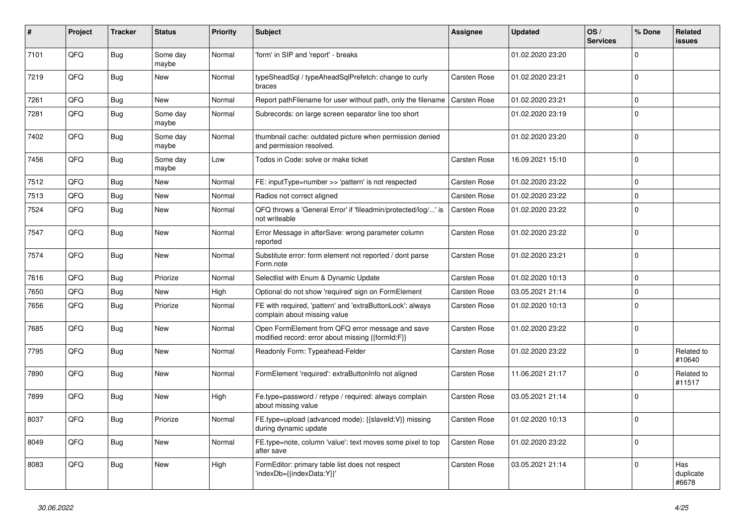| # | Project | Tracker | Status | Priority | Subject | Assignee | Updated | OS / Services | % Done | Related issues |
|---|---|---|---|---|---|---|---|---|---|---|
| 7101 | QFQ | Bug | Some day maybe | Normal | 'form' in SIP and 'report' - breaks | | 01.02.2020 23:20 | | 0 | |
| 7219 | QFQ | Bug | New | Normal | typeSheadSql / typeAheadSqlPrefetch: change to curly braces | Carsten Rose | 01.02.2020 23:21 | | 0 | |
| 7261 | QFQ | Bug | New | Normal | Report pathFilename for user without path, only the filename | Carsten Rose | 01.02.2020 23:21 | | 0 | |
| 7281 | QFQ | Bug | Some day maybe | Normal | Subrecords: on large screen separator line too short | | 01.02.2020 23:19 | | 0 | |
| 7402 | QFQ | Bug | Some day maybe | Normal | thumbnail cache: outdated picture when permission denied and permission resolved. | | 01.02.2020 23:20 | | 0 | |
| 7456 | QFQ | Bug | Some day maybe | Low | Todos in Code: solve or make ticket | Carsten Rose | 16.09.2021 15:10 | | 0 | |
| 7512 | QFQ | Bug | New | Normal | FE: inputType=number >> 'pattern' is not respected | Carsten Rose | 01.02.2020 23:22 | | 0 | |
| 7513 | QFQ | Bug | New | Normal | Radios not correct aligned | Carsten Rose | 01.02.2020 23:22 | | 0 | |
| 7524 | QFQ | Bug | New | Normal | QFQ throws a 'General Error' if 'fileadmin/protected/log/...' is not writeable | Carsten Rose | 01.02.2020 23:22 | | 0 | |
| 7547 | QFQ | Bug | New | Normal | Error Message in afterSave: wrong parameter column reported | Carsten Rose | 01.02.2020 23:22 | | 0 | |
| 7574 | QFQ | Bug | New | Normal | Substitute error: form element not reported / dont parse Form.note | Carsten Rose | 01.02.2020 23:21 | | 0 | |
| 7616 | QFQ | Bug | Priorize | Normal | Selectlist with Enum & Dynamic Update | Carsten Rose | 01.02.2020 10:13 | | 0 | |
| 7650 | QFQ | Bug | New | High | Optional do not show 'required' sign on FormElement | Carsten Rose | 03.05.2021 21:14 | | 0 | |
| 7656 | QFQ | Bug | Priorize | Normal | FE with required, 'pattern' and 'extraButtonLock': always complain about missing value | Carsten Rose | 01.02.2020 10:13 | | 0 | |
| 7685 | QFQ | Bug | New | Normal | Open FormElement from QFQ error message and save modified record: error about missing {{formId:F}} | Carsten Rose | 01.02.2020 23:22 | | 0 | |
| 7795 | QFQ | Bug | New | Normal | Readonly Form: Typeahead-Felder | Carsten Rose | 01.02.2020 23:22 | | 0 | Related to #10640 |
| 7890 | QFQ | Bug | New | Normal | FormElement 'required': extraButtonInfo not aligned | Carsten Rose | 11.06.2021 21:17 | | 0 | Related to #11517 |
| 7899 | QFQ | Bug | New | High | Fe.type=password / retype / required: always complain about missing value | Carsten Rose | 03.05.2021 21:14 | | 0 | |
| 8037 | QFQ | Bug | Priorize | Normal | FE.type=upload (advanced mode): {{slaveId:V}} missing during dynamic update | Carsten Rose | 01.02.2020 10:13 | | 0 | |
| 8049 | QFQ | Bug | New | Normal | FE.type=note, column 'value': text moves some pixel to top after save | Carsten Rose | 01.02.2020 23:22 | | 0 | |
| 8083 | QFQ | Bug | New | High | FormEditor: primary table list does not respect 'indexDb={{indexData:Y}}' | Carsten Rose | 03.05.2021 21:14 | | 0 | Has duplicate #6678 |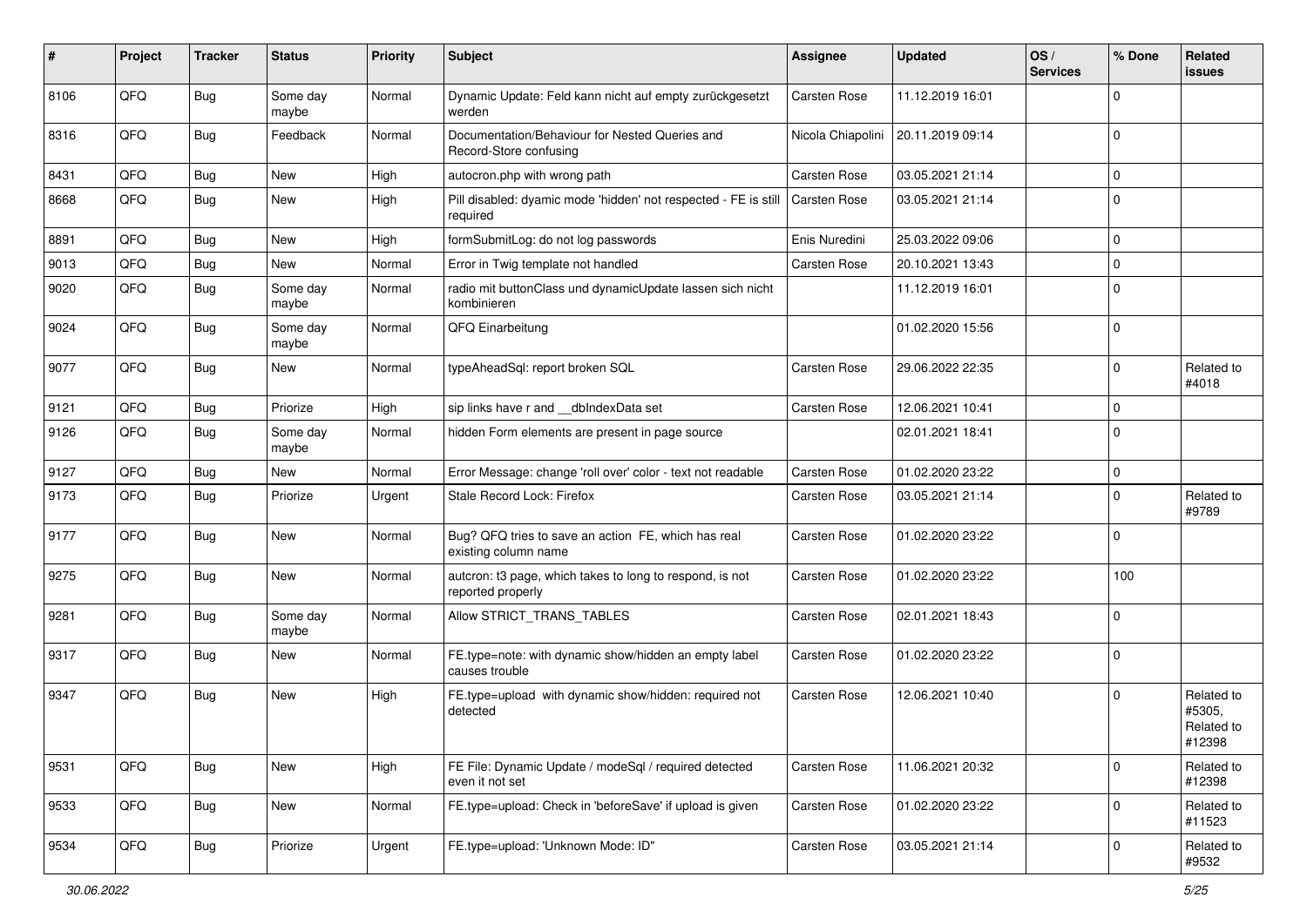| # | Project | Tracker | Status | Priority | Subject | Assignee | Updated | OS / Services | % Done | Related issues |
|---|---|---|---|---|---|---|---|---|---|---|
| 8106 | QFQ | Bug | Some day maybe | Normal | Dynamic Update: Feld kann nicht auf empty zurückgesetzt werden | Carsten Rose | 11.12.2019 16:01 | | 0 | |
| 8316 | QFQ | Bug | Feedback | Normal | Documentation/Behaviour for Nested Queries and Record-Store confusing | Nicola Chiapolini | 20.11.2019 09:14 | | 0 | |
| 8431 | QFQ | Bug | New | High | autocron.php with wrong path | Carsten Rose | 03.05.2021 21:14 | | 0 | |
| 8668 | QFQ | Bug | New | High | Pill disabled: dyamic mode 'hidden' not respected - FE is still required | Carsten Rose | 03.05.2021 21:14 | | 0 | |
| 8891 | QFQ | Bug | New | High | formSubmitLog: do not log passwords | Enis Nuredini | 25.03.2022 09:06 | | 0 | |
| 9013 | QFQ | Bug | New | Normal | Error in Twig template not handled | Carsten Rose | 20.10.2021 13:43 | | 0 | |
| 9020 | QFQ | Bug | Some day maybe | Normal | radio mit buttonClass und dynamicUpdate lassen sich nicht kombinieren | | 11.12.2019 16:01 | | 0 | |
| 9024 | QFQ | Bug | Some day maybe | Normal | QFQ Einarbeitung | | 01.02.2020 15:56 | | 0 | |
| 9077 | QFQ | Bug | New | Normal | typeAheadSql: report broken SQL | Carsten Rose | 29.06.2022 22:35 | | 0 | Related to #4018 |
| 9121 | QFQ | Bug | Priorize | High | sip links have r and __dbIndexData set | Carsten Rose | 12.06.2021 10:41 | | 0 | |
| 9126 | QFQ | Bug | Some day maybe | Normal | hidden Form elements are present in page source | | 02.01.2021 18:41 | | 0 | |
| 9127 | QFQ | Bug | New | Normal | Error Message: change 'roll over' color - text not readable | Carsten Rose | 01.02.2020 23:22 | | 0 | |
| 9173 | QFQ | Bug | Priorize | Urgent | Stale Record Lock: Firefox | Carsten Rose | 03.05.2021 21:14 | | 0 | Related to #9789 |
| 9177 | QFQ | Bug | New | Normal | Bug? QFQ tries to save an action FE, which has real existing column name | Carsten Rose | 01.02.2020 23:22 | | 0 | |
| 9275 | QFQ | Bug | New | Normal | autcron: t3 page, which takes to long to respond, is not reported properly | Carsten Rose | 01.02.2020 23:22 | | 100 | |
| 9281 | QFQ | Bug | Some day maybe | Normal | Allow STRICT_TRANS_TABLES | Carsten Rose | 02.01.2021 18:43 | | 0 | |
| 9317 | QFQ | Bug | New | Normal | FE.type=note: with dynamic show/hidden an empty label causes trouble | Carsten Rose | 01.02.2020 23:22 | | 0 | |
| 9347 | QFQ | Bug | New | High | FE.type=upload with dynamic show/hidden: required not detected | Carsten Rose | 12.06.2021 10:40 | | 0 | Related to #5305, Related to #12398 |
| 9531 | QFQ | Bug | New | High | FE File: Dynamic Update / modeSql / required detected even it not set | Carsten Rose | 11.06.2021 20:32 | | 0 | Related to #12398 |
| 9533 | QFQ | Bug | New | Normal | FE.type=upload: Check in 'beforeSave' if upload is given | Carsten Rose | 01.02.2020 23:22 | | 0 | Related to #11523 |
| 9534 | QFQ | Bug | Priorize | Urgent | FE.type=upload: 'Unknown Mode: ID" | Carsten Rose | 03.05.2021 21:14 | | 0 | Related to #9532 |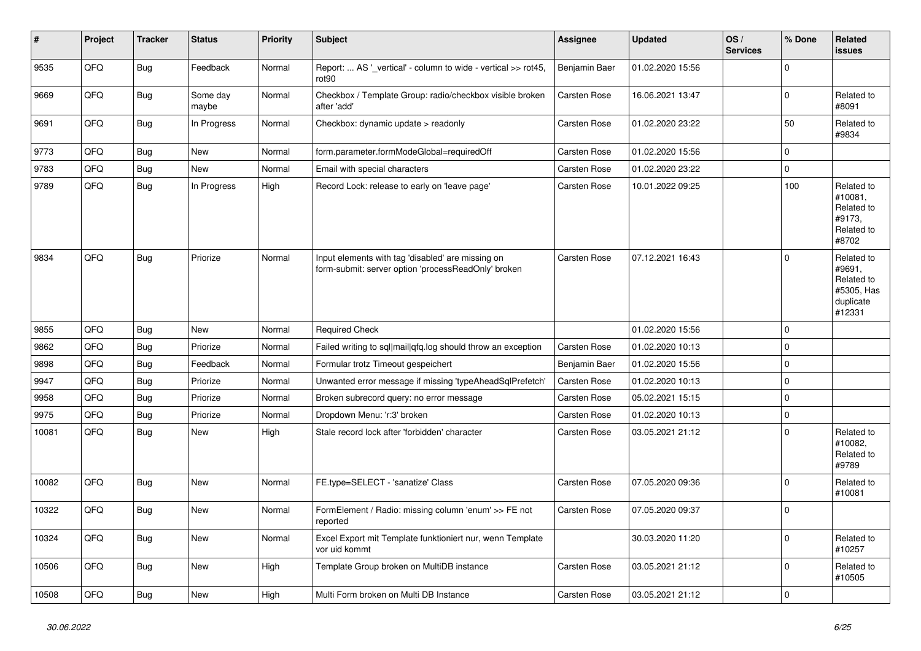| # | Project | Tracker | Status | Priority | Subject | Assignee | Updated | OS / Services | % Done | Related issues |
|---|---|---|---|---|---|---|---|---|---|---|
| 9535 | QFQ | Bug | Feedback | Normal | Report: ... AS '_vertical' - column to wide - vertical >> rot45, rot90 | Benjamin Baer | 01.02.2020 15:56 | | 0 | |
| 9669 | QFQ | Bug | Some day maybe | Normal | Checkbox / Template Group: radio/checkbox visible broken after 'add' | Carsten Rose | 16.06.2021 13:47 | | 0 | Related to #8091 |
| 9691 | QFQ | Bug | In Progress | Normal | Checkbox: dynamic update > readonly | Carsten Rose | 01.02.2020 23:22 | | 50 | Related to #9834 |
| 9773 | QFQ | Bug | New | Normal | form.parameter.formModeGlobal=requiredOff | Carsten Rose | 01.02.2020 15:56 | | 0 | |
| 9783 | QFQ | Bug | New | Normal | Email with special characters | Carsten Rose | 01.02.2020 23:22 | | 0 | |
| 9789 | QFQ | Bug | In Progress | High | Record Lock: release to early on 'leave page' | Carsten Rose | 10.01.2022 09:25 | | 100 | Related to #10081, Related to #9173, Related to #8702 |
| 9834 | QFQ | Bug | Priorize | Normal | Input elements with tag 'disabled' are missing on form-submit: server option 'processReadOnly' broken | Carsten Rose | 07.12.2021 16:43 | | 0 | Related to #9691, Related to #5305, Has duplicate #12331 |
| 9855 | QFQ | Bug | New | Normal | Required Check | | 01.02.2020 15:56 | | 0 | |
| 9862 | QFQ | Bug | Priorize | Normal | Failed writing to sql\|mail\|qfq.log should throw an exception | Carsten Rose | 01.02.2020 10:13 | | 0 | |
| 9898 | QFQ | Bug | Feedback | Normal | Formular trotz Timeout gespeichert | Benjamin Baer | 01.02.2020 15:56 | | 0 | |
| 9947 | QFQ | Bug | Priorize | Normal | Unwanted error message if missing 'typeAheadSqlPrefetch' | Carsten Rose | 01.02.2020 10:13 | | 0 | |
| 9958 | QFQ | Bug | Priorize | Normal | Broken subrecord query: no error message | Carsten Rose | 05.02.2021 15:15 | | 0 | |
| 9975 | QFQ | Bug | Priorize | Normal | Dropdown Menu: 'r:3' broken | Carsten Rose | 01.02.2020 10:13 | | 0 | |
| 10081 | QFQ | Bug | New | High | Stale record lock after 'forbidden' character | Carsten Rose | 03.05.2021 21:12 | | 0 | Related to #10082, Related to #9789 |
| 10082 | QFQ | Bug | New | Normal | FE.type=SELECT - 'sanatize' Class | Carsten Rose | 07.05.2020 09:36 | | 0 | Related to #10081 |
| 10322 | QFQ | Bug | New | Normal | FormElement / Radio: missing column 'enum' >> FE not reported | Carsten Rose | 07.05.2020 09:37 | | 0 | |
| 10324 | QFQ | Bug | New | Normal | Excel Export mit Template funktioniert nur, wenn Template vor uid kommt | | 30.03.2020 11:20 | | 0 | Related to #10257 |
| 10506 | QFQ | Bug | New | High | Template Group broken on MultiDB instance | Carsten Rose | 03.05.2021 21:12 | | 0 | Related to #10505 |
| 10508 | QFQ | Bug | New | High | Multi Form broken on Multi DB Instance | Carsten Rose | 03.05.2021 21:12 | | 0 | |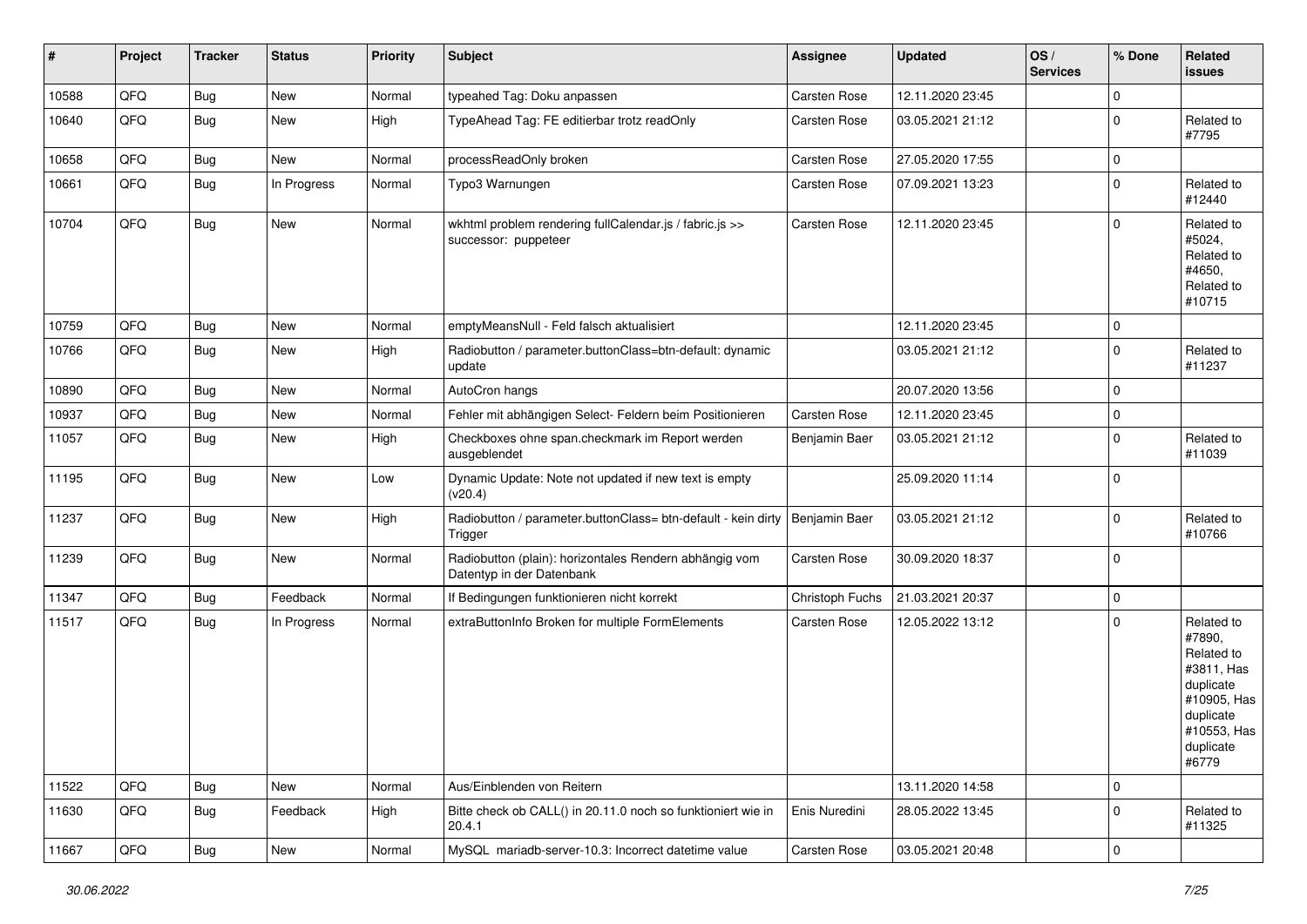| # | Project | Tracker | Status | Priority | Subject | Assignee | Updated | OS / Services | % Done | Related issues |
|---|---|---|---|---|---|---|---|---|---|---|
| 10588 | QFQ | Bug | New | Normal | typeahed Tag: Doku anpassen | Carsten Rose | 12.11.2020 23:45 | | 0 | |
| 10640 | QFQ | Bug | New | High | TypeAhead Tag: FE editierbar trotz readOnly | Carsten Rose | 03.05.2021 21:12 | | 0 | Related to #7795 |
| 10658 | QFQ | Bug | New | Normal | processReadOnly broken | Carsten Rose | 27.05.2020 17:55 | | 0 | |
| 10661 | QFQ | Bug | In Progress | Normal | Typo3 Warnungen | Carsten Rose | 07.09.2021 13:23 | | 0 | Related to #12440 |
| 10704 | QFQ | Bug | New | Normal | wkhtml problem rendering fullCalendar.js / fabric.js >> successor: puppeteer | Carsten Rose | 12.11.2020 23:45 | | 0 | Related to #5024, Related to #4650, Related to #10715 |
| 10759 | QFQ | Bug | New | Normal | emptyMeansNull - Feld falsch aktualisiert | | 12.11.2020 23:45 | | 0 | |
| 10766 | QFQ | Bug | New | High | Radiobutton / parameter.buttonClass=btn-default: dynamic update | | 03.05.2021 21:12 | | 0 | Related to #11237 |
| 10890 | QFQ | Bug | New | Normal | AutoCron hangs | | 20.07.2020 13:56 | | 0 | |
| 10937 | QFQ | Bug | New | Normal | Fehler mit abhängigen Select- Feldern beim Positionieren | Carsten Rose | 12.11.2020 23:45 | | 0 | |
| 11057 | QFQ | Bug | New | High | Checkboxes ohne span.checkmark im Report werden ausgeblendet | Benjamin Baer | 03.05.2021 21:12 | | 0 | Related to #11039 |
| 11195 | QFQ | Bug | New | Low | Dynamic Update: Note not updated if new text is empty (v20.4) | | 25.09.2020 11:14 | | 0 | |
| 11237 | QFQ | Bug | New | High | Radiobutton / parameter.buttonClass= btn-default - kein dirty Trigger | Benjamin Baer | 03.05.2021 21:12 | | 0 | Related to #10766 |
| 11239 | QFQ | Bug | New | Normal | Radiobutton (plain): horizontales Rendern abhängig vom Datentyp in der Datenbank | Carsten Rose | 30.09.2020 18:37 | | 0 | |
| 11347 | QFQ | Bug | Feedback | Normal | If Bedingungen funktionieren nicht korrekt | Christoph Fuchs | 21.03.2021 20:37 | | 0 | |
| 11517 | QFQ | Bug | In Progress | Normal | extraButtonInfo Broken for multiple FormElements | Carsten Rose | 12.05.2022 13:12 | | 0 | Related to #7890, Related to #3811, Has duplicate #10905, Has duplicate #10553, Has duplicate #6779 |
| 11522 | QFQ | Bug | New | Normal | Aus/Einblenden von Reitern | | 13.11.2020 14:58 | | 0 | |
| 11630 | QFQ | Bug | Feedback | High | Bitte check ob CALL() in 20.11.0 noch so funktioniert wie in 20.4.1 | Enis Nuredini | 28.05.2022 13:45 | | 0 | Related to #11325 |
| 11667 | QFQ | Bug | New | Normal | MySQL mariadb-server-10.3: Incorrect datetime value | Carsten Rose | 03.05.2021 20:48 | | 0 | |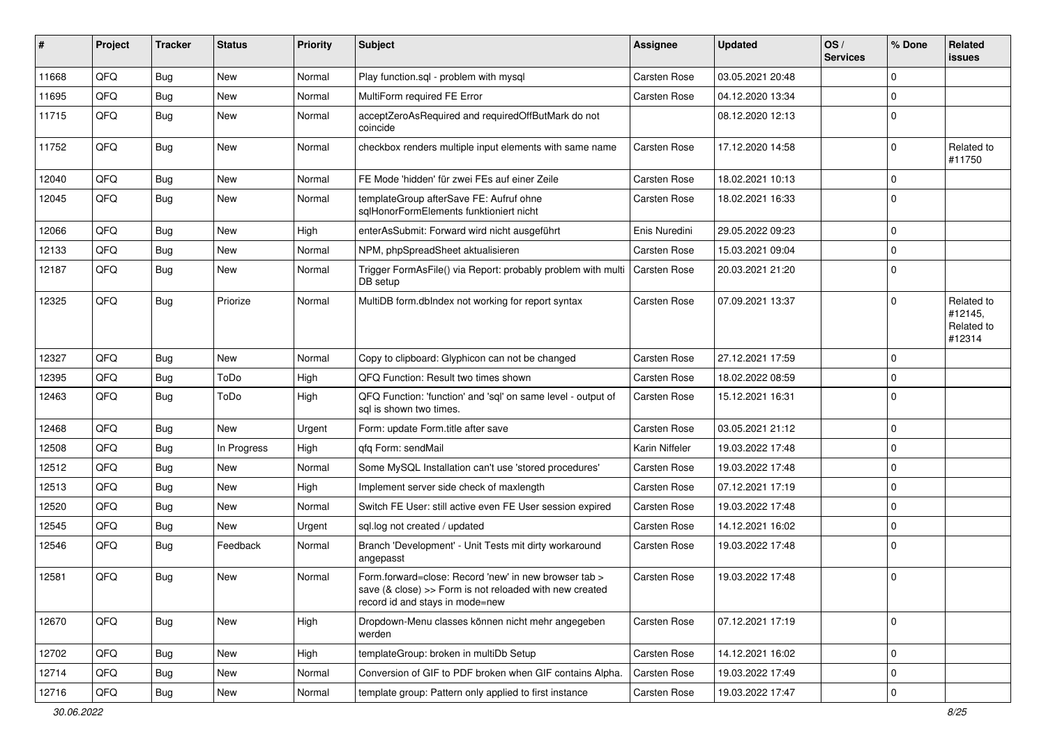| # | Project | Tracker | Status | Priority | Subject | Assignee | Updated | OS / Services | % Done | Related issues |
|---|---|---|---|---|---|---|---|---|---|---|
| 11668 | QFQ | Bug | New | Normal | Play function.sql - problem with mysql | Carsten Rose | 03.05.2021 20:48 | | 0 | |
| 11695 | QFQ | Bug | New | Normal | MultiForm required FE Error | Carsten Rose | 04.12.2020 13:34 | | 0 | |
| 11715 | QFQ | Bug | New | Normal | acceptZeroAsRequired and requiredOffButMark do not coincide | | 08.12.2020 12:13 | | 0 | |
| 11752 | QFQ | Bug | New | Normal | checkbox renders multiple input elements with same name | Carsten Rose | 17.12.2020 14:58 | | 0 | Related to #11750 |
| 12040 | QFQ | Bug | New | Normal | FE Mode 'hidden' für zwei FEs auf einer Zeile | Carsten Rose | 18.02.2021 10:13 | | 0 | |
| 12045 | QFQ | Bug | New | Normal | templateGroup afterSave FE: Aufruf ohne sqlHonorFormElements funktioniert nicht | Carsten Rose | 18.02.2021 16:33 | | 0 | |
| 12066 | QFQ | Bug | New | High | enterAsSubmit: Forward wird nicht ausgeführt | Enis Nuredini | 29.05.2022 09:23 | | 0 | |
| 12133 | QFQ | Bug | New | Normal | NPM, phpSpreadSheet aktualisieren | Carsten Rose | 15.03.2021 09:04 | | 0 | |
| 12187 | QFQ | Bug | New | Normal | Trigger FormAsFile() via Report: probably problem with multi DB setup | Carsten Rose | 20.03.2021 21:20 | | 0 | |
| 12325 | QFQ | Bug | Priorize | Normal | MultiDB form.dbIndex not working for report syntax | Carsten Rose | 07.09.2021 13:37 | | 0 | Related to #12145, Related to #12314 |
| 12327 | QFQ | Bug | New | Normal | Copy to clipboard: Glyphicon can not be changed | Carsten Rose | 27.12.2021 17:59 | | 0 | |
| 12395 | QFQ | Bug | ToDo | High | QFQ Function: Result two times shown | Carsten Rose | 18.02.2022 08:59 | | 0 | |
| 12463 | QFQ | Bug | ToDo | High | QFQ Function: 'function' and 'sql' on same level - output of sql is shown two times. | Carsten Rose | 15.12.2021 16:31 | | 0 | |
| 12468 | QFQ | Bug | New | Urgent | Form: update Form.title after save | Carsten Rose | 03.05.2021 21:12 | | 0 | |
| 12508 | QFQ | Bug | In Progress | High | qfq Form: sendMail | Karin Niffeler | 19.03.2022 17:48 | | 0 | |
| 12512 | QFQ | Bug | New | Normal | Some MySQL Installation can't use 'stored procedures' | Carsten Rose | 19.03.2022 17:48 | | 0 | |
| 12513 | QFQ | Bug | New | High | Implement server side check of maxlength | Carsten Rose | 07.12.2021 17:19 | | 0 | |
| 12520 | QFQ | Bug | New | Normal | Switch FE User: still active even FE User session expired | Carsten Rose | 19.03.2022 17:48 | | 0 | |
| 12545 | QFQ | Bug | New | Urgent | sql.log not created / updated | Carsten Rose | 14.12.2021 16:02 | | 0 | |
| 12546 | QFQ | Bug | Feedback | Normal | Branch 'Development' - Unit Tests mit dirty workaround angepasst | Carsten Rose | 19.03.2022 17:48 | | 0 | |
| 12581 | QFQ | Bug | New | Normal | Form.forward=close: Record 'new' in new browser tab > save (& close) >> Form is not reloaded with new created record id and stays in mode=new | Carsten Rose | 19.03.2022 17:48 | | 0 | |
| 12670 | QFQ | Bug | New | High | Dropdown-Menu classes können nicht mehr angegeben werden | Carsten Rose | 07.12.2021 17:19 | | 0 | |
| 12702 | QFQ | Bug | New | High | templateGroup: broken in multiDb Setup | Carsten Rose | 14.12.2021 16:02 | | 0 | |
| 12714 | QFQ | Bug | New | Normal | Conversion of GIF to PDF broken when GIF contains Alpha. | Carsten Rose | 19.03.2022 17:49 | | 0 | |
| 12716 | QFQ | Bug | New | Normal | template group: Pattern only applied to first instance | Carsten Rose | 19.03.2022 17:47 | | 0 | |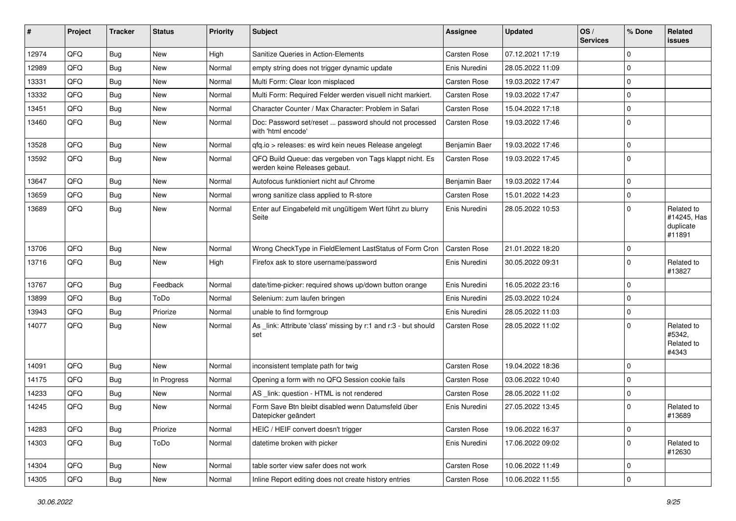| # | Project | Tracker | Status | Priority | Subject | Assignee | Updated | OS / Services | % Done | Related issues |
|---|---|---|---|---|---|---|---|---|---|---|
| 12974 | QFQ | Bug | New | High | Sanitize Queries in Action-Elements | Carsten Rose | 07.12.2021 17:19 | | 0 | |
| 12989 | QFQ | Bug | New | Normal | empty string does not trigger dynamic update | Enis Nuredini | 28.05.2022 11:09 | | 0 | |
| 13331 | QFQ | Bug | New | Normal | Multi Form: Clear Icon misplaced | Carsten Rose | 19.03.2022 17:47 | | 0 | |
| 13332 | QFQ | Bug | New | Normal | Multi Form: Required Felder werden visuell nicht markiert. | Carsten Rose | 19.03.2022 17:47 | | 0 | |
| 13451 | QFQ | Bug | New | Normal | Character Counter / Max Character: Problem in Safari | Carsten Rose | 15.04.2022 17:18 | | 0 | |
| 13460 | QFQ | Bug | New | Normal | Doc: Password set/reset ... password should not processed with 'html encode' | Carsten Rose | 19.03.2022 17:46 | | 0 | |
| 13528 | QFQ | Bug | New | Normal | qfq.io > releases: es wird kein neues Release angelegt | Benjamin Baer | 19.03.2022 17:46 | | 0 | |
| 13592 | QFQ | Bug | New | Normal | QFQ Build Queue: das vergeben von Tags klappt nicht. Es werden keine Releases gebaut. | Carsten Rose | 19.03.2022 17:45 | | 0 | |
| 13647 | QFQ | Bug | New | Normal | Autofocus funktioniert nicht auf Chrome | Benjamin Baer | 19.03.2022 17:44 | | 0 | |
| 13659 | QFQ | Bug | New | Normal | wrong sanitize class applied to R-store | Carsten Rose | 15.01.2022 14:23 | | 0 | |
| 13689 | QFQ | Bug | New | Normal | Enter auf Eingabefeld mit ungültigem Wert führt zu blurry Seite | Enis Nuredini | 28.05.2022 10:53 | | 0 | Related to #14245, Has duplicate #11891 |
| 13706 | QFQ | Bug | New | Normal | Wrong CheckType in FieldElement LastStatus of Form Cron | Carsten Rose | 21.01.2022 18:20 | | 0 | |
| 13716 | QFQ | Bug | New | High | Firefox ask to store username/password | Enis Nuredini | 30.05.2022 09:31 | | 0 | Related to #13827 |
| 13767 | QFQ | Bug | Feedback | Normal | date/time-picker: required shows up/down button orange | Enis Nuredini | 16.05.2022 23:16 | | 0 | |
| 13899 | QFQ | Bug | ToDo | Normal | Selenium: zum laufen bringen | Enis Nuredini | 25.03.2022 10:24 | | 0 | |
| 13943 | QFQ | Bug | Priorize | Normal | unable to find formgroup | Enis Nuredini | 28.05.2022 11:03 | | 0 | |
| 14077 | QFQ | Bug | New | Normal | As _link: Attribute 'class' missing by r:1 and r:3 - but should set | Carsten Rose | 28.05.2022 11:02 | | 0 | Related to #5342, Related to #4343 |
| 14091 | QFQ | Bug | New | Normal | inconsistent template path for twig | Carsten Rose | 19.04.2022 18:36 | | 0 | |
| 14175 | QFQ | Bug | In Progress | Normal | Opening a form with no QFQ Session cookie fails | Carsten Rose | 03.06.2022 10:40 | | 0 | |
| 14233 | QFQ | Bug | New | Normal | AS _link: question - HTML is not rendered | Carsten Rose | 28.05.2022 11:02 | | 0 | |
| 14245 | QFQ | Bug | New | Normal | Form Save Btn bleibt disabled wenn Datumsfeld über Datepicker geändert | Enis Nuredini | 27.05.2022 13:45 | | 0 | Related to #13689 |
| 14283 | QFQ | Bug | Priorize | Normal | HEIC / HEIF convert doesn't trigger | Carsten Rose | 19.06.2022 16:37 | | 0 | |
| 14303 | QFQ | Bug | ToDo | Normal | datetime broken with picker | Enis Nuredini | 17.06.2022 09:02 | | 0 | Related to #12630 |
| 14304 | QFQ | Bug | New | Normal | table sorter view safer does not work | Carsten Rose | 10.06.2022 11:49 | | 0 | |
| 14305 | QFQ | Bug | New | Normal | Inline Report editing does not create history entries | Carsten Rose | 10.06.2022 11:55 | | 0 | |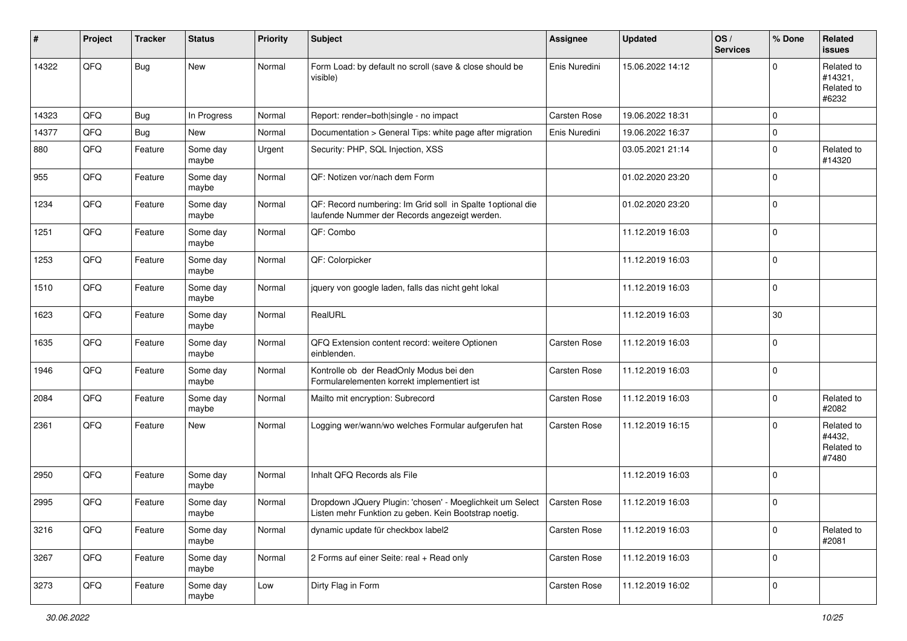| # | Project | Tracker | Status | Priority | Subject | Assignee | Updated | OS / Services | % Done | Related issues |
|---|---|---|---|---|---|---|---|---|---|---|
| 14322 | QFQ | Bug | New | Normal | Form Load: by default no scroll (save & close should be visible) | Enis Nuredini | 15.06.2022 14:12 | | 0 | Related to #14321, Related to #6232 |
| 14323 | QFQ | Bug | In Progress | Normal | Report: render=both\|single - no impact | Carsten Rose | 19.06.2022 18:31 | | 0 | |
| 14377 | QFQ | Bug | New | Normal | Documentation > General Tips: white page after migration | Enis Nuredini | 19.06.2022 16:37 | | 0 | |
| 880 | QFQ | Feature | Some day maybe | Urgent | Security: PHP, SQL Injection, XSS | | 03.05.2021 21:14 | | 0 | Related to #14320 |
| 955 | QFQ | Feature | Some day maybe | Normal | QF: Notizen vor/nach dem Form | | 01.02.2020 23:20 | | 0 | |
| 1234 | QFQ | Feature | Some day maybe | Normal | QF: Record numbering: Im Grid soll in Spalte 1optional die laufende Nummer der Records angezeigt werden. | | 01.02.2020 23:20 | | 0 | |
| 1251 | QFQ | Feature | Some day maybe | Normal | QF: Combo | | 11.12.2019 16:03 | | 0 | |
| 1253 | QFQ | Feature | Some day maybe | Normal | QF: Colorpicker | | 11.12.2019 16:03 | | 0 | |
| 1510 | QFQ | Feature | Some day maybe | Normal | jquery von google laden, falls das nicht geht lokal | | 11.12.2019 16:03 | | 0 | |
| 1623 | QFQ | Feature | Some day maybe | Normal | RealURL | | 11.12.2019 16:03 | | 30 | |
| 1635 | QFQ | Feature | Some day maybe | Normal | QFQ Extension content record: weitere Optionen einblenden. | Carsten Rose | 11.12.2019 16:03 | | 0 | |
| 1946 | QFQ | Feature | Some day maybe | Normal | Kontrolle ob der ReadOnly Modus bei den Formularelementen korrekt implementiert ist | Carsten Rose | 11.12.2019 16:03 | | 0 | |
| 2084 | QFQ | Feature | Some day maybe | Normal | Mailto mit encryption: Subrecord | Carsten Rose | 11.12.2019 16:03 | | 0 | Related to #2082 |
| 2361 | QFQ | Feature | New | Normal | Logging wer/wann/wo welches Formular aufgerufen hat | Carsten Rose | 11.12.2019 16:15 | | 0 | Related to #4432, Related to #7480 |
| 2950 | QFQ | Feature | Some day maybe | Normal | Inhalt QFQ Records als File | | 11.12.2019 16:03 | | 0 | |
| 2995 | QFQ | Feature | Some day maybe | Normal | Dropdown JQuery Plugin: 'chosen' - Moeglichkeit um Select Listen mehr Funktion zu geben. Kein Bootstrap noetig. | Carsten Rose | 11.12.2019 16:03 | | 0 | |
| 3216 | QFQ | Feature | Some day maybe | Normal | dynamic update für checkbox label2 | Carsten Rose | 11.12.2019 16:03 | | 0 | Related to #2081 |
| 3267 | QFQ | Feature | Some day maybe | Normal | 2 Forms auf einer Seite: real + Read only | Carsten Rose | 11.12.2019 16:03 | | 0 | |
| 3273 | QFQ | Feature | Some day maybe | Low | Dirty Flag in Form | Carsten Rose | 11.12.2019 16:02 | | 0 | |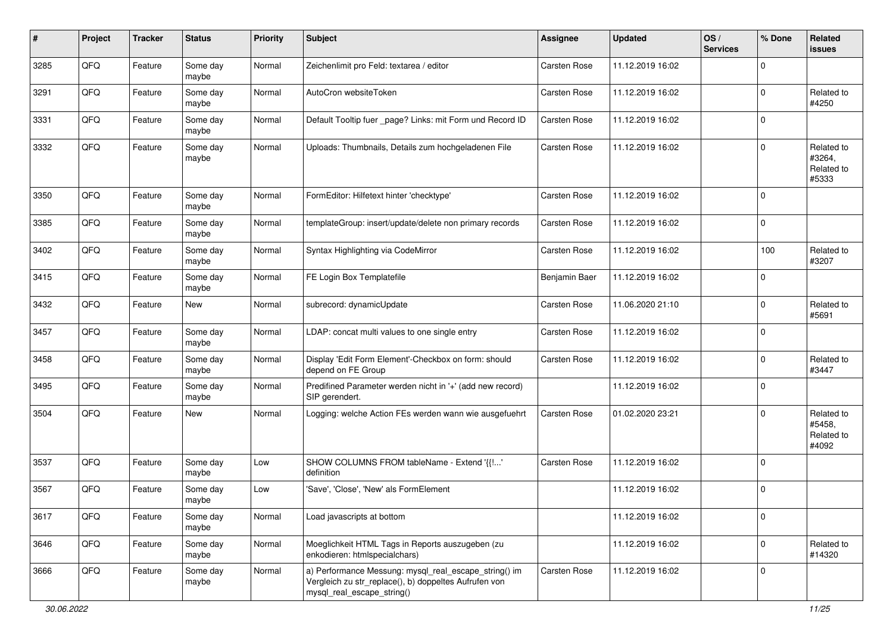| # | Project | Tracker | Status | Priority | Subject | Assignee | Updated | OS / Services | % Done | Related issues |
|---|---|---|---|---|---|---|---|---|---|---|
| 3285 | QFQ | Feature | Some day maybe | Normal | Zeichenlimit pro Feld: textarea / editor | Carsten Rose | 11.12.2019 16:02 | | 0 | |
| 3291 | QFQ | Feature | Some day maybe | Normal | AutoCron websiteToken | Carsten Rose | 11.12.2019 16:02 | | 0 | Related to #4250 |
| 3331 | QFQ | Feature | Some day maybe | Normal | Default Tooltip fuer _page? Links: mit Form und Record ID | Carsten Rose | 11.12.2019 16:02 | | 0 | |
| 3332 | QFQ | Feature | Some day maybe | Normal | Uploads: Thumbnails, Details zum hochgeladenen File | Carsten Rose | 11.12.2019 16:02 | | 0 | Related to #3264, Related to #5333 |
| 3350 | QFQ | Feature | Some day maybe | Normal | FormEditor: Hilfetext hinter 'checktype' | Carsten Rose | 11.12.2019 16:02 | | 0 | |
| 3385 | QFQ | Feature | Some day maybe | Normal | templateGroup: insert/update/delete non primary records | Carsten Rose | 11.12.2019 16:02 | | 0 | |
| 3402 | QFQ | Feature | Some day maybe | Normal | Syntax Highlighting via CodeMirror | Carsten Rose | 11.12.2019 16:02 | | 100 | Related to #3207 |
| 3415 | QFQ | Feature | Some day maybe | Normal | FE Login Box Templatefile | Benjamin Baer | 11.12.2019 16:02 | | 0 | |
| 3432 | QFQ | Feature | New | Normal | subrecord: dynamicUpdate | Carsten Rose | 11.06.2020 21:10 | | 0 | Related to #5691 |
| 3457 | QFQ | Feature | Some day maybe | Normal | LDAP: concat multi values to one single entry | Carsten Rose | 11.12.2019 16:02 | | 0 | |
| 3458 | QFQ | Feature | Some day maybe | Normal | Display 'Edit Form Element'-Checkbox on form: should depend on FE Group | Carsten Rose | 11.12.2019 16:02 | | 0 | Related to #3447 |
| 3495 | QFQ | Feature | Some day maybe | Normal | Predifined Parameter werden nicht in '+' (add new record) SIP gerendert. | | 11.12.2019 16:02 | | 0 | |
| 3504 | QFQ | Feature | New | Normal | Logging: welche Action FEs werden wann wie ausgefuehrt | Carsten Rose | 01.02.2020 23:21 | | 0 | Related to #5458, Related to #4092 |
| 3537 | QFQ | Feature | Some day maybe | Low | SHOW COLUMNS FROM tableName - Extend '{{!...' definition | Carsten Rose | 11.12.2019 16:02 | | 0 | |
| 3567 | QFQ | Feature | Some day maybe | Low | 'Save', 'Close', 'New' als FormElement | | 11.12.2019 16:02 | | 0 | |
| 3617 | QFQ | Feature | Some day maybe | Normal | Load javascripts at bottom | | 11.12.2019 16:02 | | 0 | |
| 3646 | QFQ | Feature | Some day maybe | Normal | Moeglichkeit HTML Tags in Reports auszugeben (zu enkodieren: htmlspecialchars) | | 11.12.2019 16:02 | | 0 | Related to #14320 |
| 3666 | QFQ | Feature | Some day maybe | Normal | a) Performance Messung: mysql_real_escape_string() im Vergleich zu str_replace(), b) doppeltes Aufrufen von mysql_real_escape_string() | Carsten Rose | 11.12.2019 16:02 | | 0 | |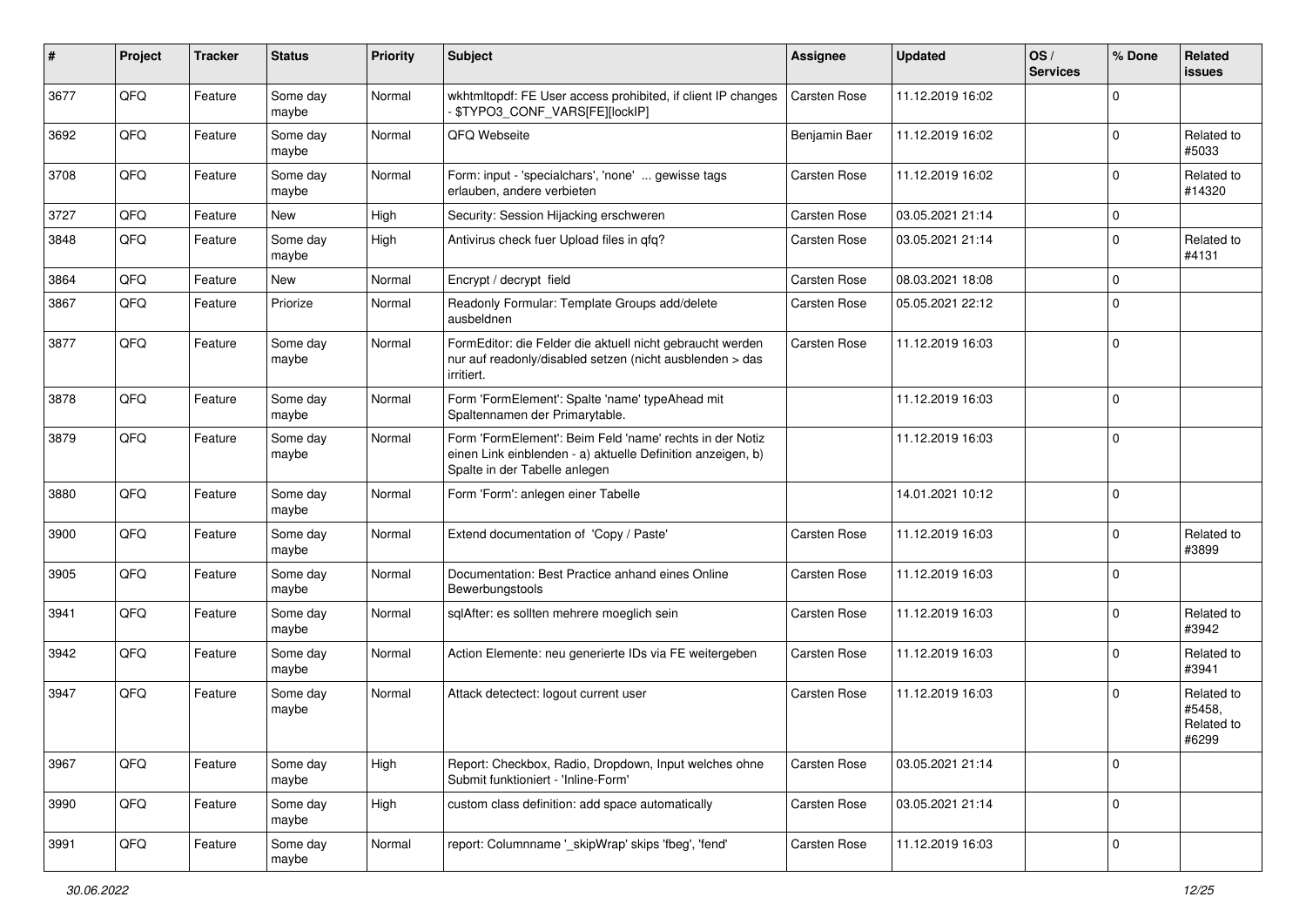| # | Project | Tracker | Status | Priority | Subject | Assignee | Updated | OS / Services | % Done | Related issues |
|---|---|---|---|---|---|---|---|---|---|---|
| 3677 | QFQ | Feature | Some day maybe | Normal | wkhtmltopdf: FE User access prohibited, if client IP changes - $TYPO3_CONF_VARS[FE][lockIP] | Carsten Rose | 11.12.2019 16:02 | | 0 | |
| 3692 | QFQ | Feature | Some day maybe | Normal | QFQ Webseite | Benjamin Baer | 11.12.2019 16:02 | | 0 | Related to #5033 |
| 3708 | QFQ | Feature | Some day maybe | Normal | Form: input - 'specialchars', 'none' ... gewisse tags erlauben, andere verbieten | Carsten Rose | 11.12.2019 16:02 | | 0 | Related to #14320 |
| 3727 | QFQ | Feature | New | High | Security: Session Hijacking erschweren | Carsten Rose | 03.05.2021 21:14 | | 0 | |
| 3848 | QFQ | Feature | Some day maybe | High | Antivirus check fuer Upload files in qfq? | Carsten Rose | 03.05.2021 21:14 | | 0 | Related to #4131 |
| 3864 | QFQ | Feature | New | Normal | Encrypt / decrypt field | Carsten Rose | 08.03.2021 18:08 | | 0 | |
| 3867 | QFQ | Feature | Priorize | Normal | Readonly Formular: Template Groups add/delete ausbeldnen | Carsten Rose | 05.05.2021 22:12 | | 0 | |
| 3877 | QFQ | Feature | Some day maybe | Normal | FormEditor: die Felder die aktuell nicht gebraucht werden nur auf readonly/disabled setzen (nicht ausblenden > das irritiert. | Carsten Rose | 11.12.2019 16:03 | | 0 | |
| 3878 | QFQ | Feature | Some day maybe | Normal | Form 'FormElement': Spalte 'name' typeAhead mit Spaltennamen der Primarytable. | | 11.12.2019 16:03 | | 0 | |
| 3879 | QFQ | Feature | Some day maybe | Normal | Form 'FormElement': Beim Feld 'name' rechts in der Notiz einen Link einblenden - a) aktuelle Definition anzeigen, b) Spalte in der Tabelle anlegen | | 11.12.2019 16:03 | | 0 | |
| 3880 | QFQ | Feature | Some day maybe | Normal | Form 'Form': anlegen einer Tabelle | | 14.01.2021 10:12 | | 0 | |
| 3900 | QFQ | Feature | Some day maybe | Normal | Extend documentation of 'Copy / Paste' | Carsten Rose | 11.12.2019 16:03 | | 0 | Related to #3899 |
| 3905 | QFQ | Feature | Some day maybe | Normal | Documentation: Best Practice anhand eines Online Bewerbungstools | Carsten Rose | 11.12.2019 16:03 | | 0 | |
| 3941 | QFQ | Feature | Some day maybe | Normal | sqlAfter: es sollten mehrere moeglich sein | Carsten Rose | 11.12.2019 16:03 | | 0 | Related to #3942 |
| 3942 | QFQ | Feature | Some day maybe | Normal | Action Elemente: neu generierte IDs via FE weitergeben | Carsten Rose | 11.12.2019 16:03 | | 0 | Related to #3941 |
| 3947 | QFQ | Feature | Some day maybe | Normal | Attack detectect: logout current user | Carsten Rose | 11.12.2019 16:03 | | 0 | Related to #5458, Related to #6299 |
| 3967 | QFQ | Feature | Some day maybe | High | Report: Checkbox, Radio, Dropdown, Input welches ohne Submit funktioniert - 'Inline-Form' | Carsten Rose | 03.05.2021 21:14 | | 0 | |
| 3990 | QFQ | Feature | Some day maybe | High | custom class definition: add space automatically | Carsten Rose | 03.05.2021 21:14 | | 0 | |
| 3991 | QFQ | Feature | Some day maybe | Normal | report: Columnname '_skipWrap' skips 'fbeg', 'fend' | Carsten Rose | 11.12.2019 16:03 | | 0 | |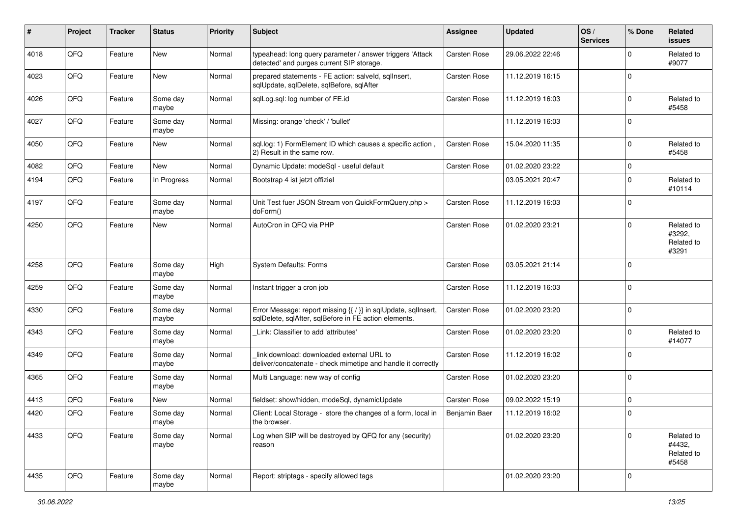| # | Project | Tracker | Status | Priority | Subject | Assignee | Updated | OS / Services | % Done | Related issues |
|---|---|---|---|---|---|---|---|---|---|---|
| 4018 | QFQ | Feature | New | Normal | typeahead: long query parameter / answer triggers 'Attack detected' and purges current SIP storage. | Carsten Rose | 29.06.2022 22:46 | | 0 | Related to #9077 |
| 4023 | QFQ | Feature | New | Normal | prepared statements - FE action: salveId, sqlInsert, sqlUpdate, sqlDelete, sqlBefore, sqlAfter | Carsten Rose | 11.12.2019 16:15 | | 0 | |
| 4026 | QFQ | Feature | Some day maybe | Normal | sqlLog.sql: log number of FE.id | Carsten Rose | 11.12.2019 16:03 | | 0 | Related to #5458 |
| 4027 | QFQ | Feature | Some day maybe | Normal | Missing: orange 'check' / 'bullet' | | 11.12.2019 16:03 | | 0 | |
| 4050 | QFQ | Feature | New | Normal | sql.log: 1) FormElement ID which causes a specific action , 2) Result in the same row. | Carsten Rose | 15.04.2020 11:35 | | 0 | Related to #5458 |
| 4082 | QFQ | Feature | New | Normal | Dynamic Update: modeSql - useful default | Carsten Rose | 01.02.2020 23:22 | | 0 | |
| 4194 | QFQ | Feature | In Progress | Normal | Bootstrap 4 ist jetzt offiziel | | 03.05.2021 20:47 | | 0 | Related to #10114 |
| 4197 | QFQ | Feature | Some day maybe | Normal | Unit Test fuer JSON Stream von QuickFormQuery.php > doForm() | Carsten Rose | 11.12.2019 16:03 | | 0 | |
| 4250 | QFQ | Feature | New | Normal | AutoCron in QFQ via PHP | Carsten Rose | 01.02.2020 23:21 | | 0 | Related to #3292, Related to #3291 |
| 4258 | QFQ | Feature | Some day maybe | High | System Defaults: Forms | Carsten Rose | 03.05.2021 21:14 | | 0 | |
| 4259 | QFQ | Feature | Some day maybe | Normal | Instant trigger a cron job | Carsten Rose | 11.12.2019 16:03 | | 0 | |
| 4330 | QFQ | Feature | Some day maybe | Normal | Error Message: report missing {{ / }} in sqlUpdate, sqlInsert, sqlDelete, sqlAfter, sqlBefore in FE action elements. | Carsten Rose | 01.02.2020 23:20 | | 0 | |
| 4343 | QFQ | Feature | Some day maybe | Normal | _Link: Classifier to add 'attributes' | Carsten Rose | 01.02.2020 23:20 | | 0 | Related to #14077 |
| 4349 | QFQ | Feature | Some day maybe | Normal | _link\|download: downloaded external URL to deliver/concatenate - check mimetipe and handle it correctly | Carsten Rose | 11.12.2019 16:02 | | 0 | |
| 4365 | QFQ | Feature | Some day maybe | Normal | Multi Language: new way of config | Carsten Rose | 01.02.2020 23:20 | | 0 | |
| 4413 | QFQ | Feature | New | Normal | fieldset: show/hidden, modeSql, dynamicUpdate | Carsten Rose | 09.02.2022 15:19 | | 0 | |
| 4420 | QFQ | Feature | Some day maybe | Normal | Client: Local Storage - store the changes of a form, local in the browser. | Benjamin Baer | 11.12.2019 16:02 | | 0 | |
| 4433 | QFQ | Feature | Some day maybe | Normal | Log when SIP will be destroyed by QFQ for any (security) reason | | 01.02.2020 23:20 | | 0 | Related to #4432, Related to #5458 |
| 4435 | QFQ | Feature | Some day maybe | Normal | Report: striptags - specify allowed tags | | 01.02.2020 23:20 | | 0 | |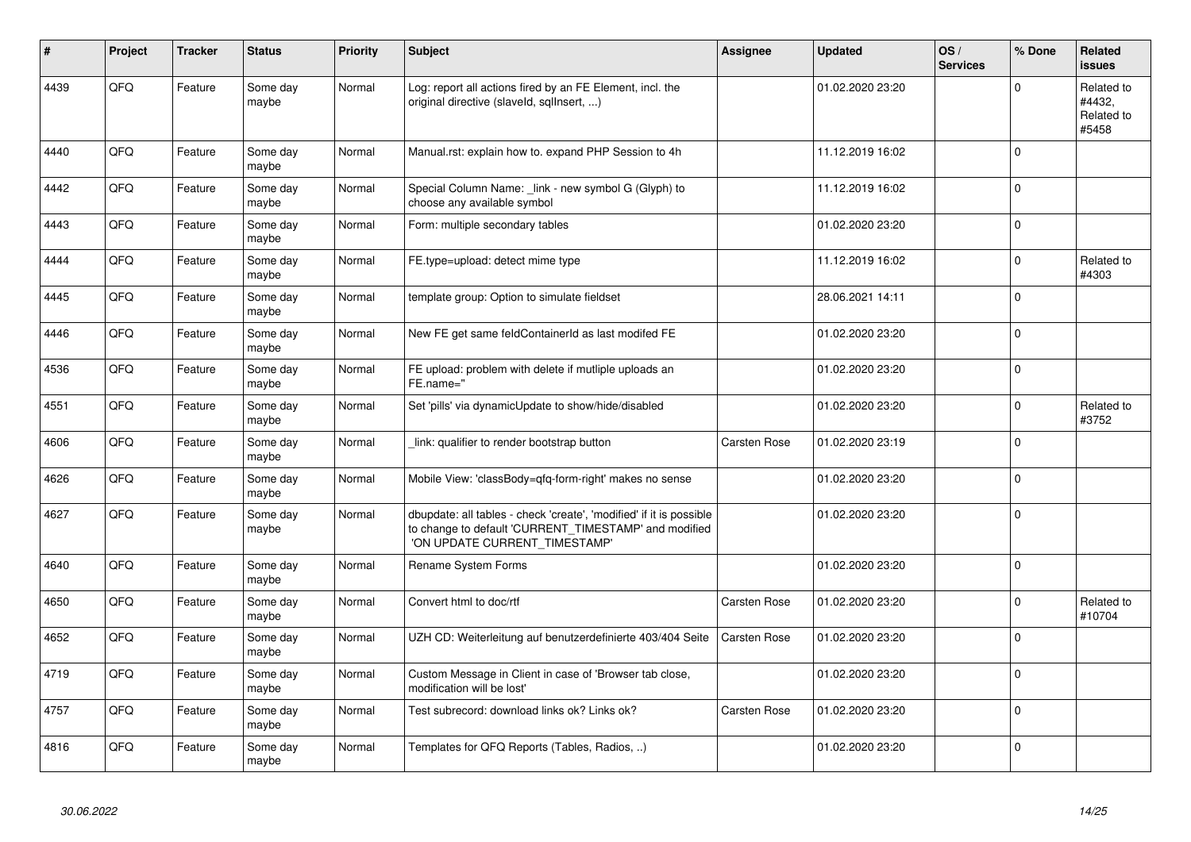| # | Project | Tracker | Status | Priority | Subject | Assignee | Updated | OS / Services | % Done | Related issues |
|---|---|---|---|---|---|---|---|---|---|---|
| 4439 | QFQ | Feature | Some day maybe | Normal | Log: report all actions fired by an FE Element, incl. the original directive (slaveld, sqlInsert, ...) | | 01.02.2020 23:20 | | 0 | Related to #4432, Related to #5458 |
| 4440 | QFQ | Feature | Some day maybe | Normal | Manual.rst: explain how to. expand PHP Session to 4h | | 11.12.2019 16:02 | | 0 | |
| 4442 | QFQ | Feature | Some day maybe | Normal | Special Column Name: _link - new symbol G (Glyph) to choose any available symbol | | 11.12.2019 16:02 | | 0 | |
| 4443 | QFQ | Feature | Some day maybe | Normal | Form: multiple secondary tables | | 01.02.2020 23:20 | | 0 | |
| 4444 | QFQ | Feature | Some day maybe | Normal | FE.type=upload: detect mime type | | 11.12.2019 16:02 | | 0 | Related to #4303 |
| 4445 | QFQ | Feature | Some day maybe | Normal | template group: Option to simulate fieldset | | 28.06.2021 14:11 | | 0 | |
| 4446 | QFQ | Feature | Some day maybe | Normal | New FE get same feldContainerId as last modifed FE | | 01.02.2020 23:20 | | 0 | |
| 4536 | QFQ | Feature | Some day maybe | Normal | FE upload: problem with delete if mutliple uploads an FE.name=" | | 01.02.2020 23:20 | | 0 | |
| 4551 | QFQ | Feature | Some day maybe | Normal | Set 'pills' via dynamicUpdate to show/hide/disabled | | 01.02.2020 23:20 | | 0 | Related to #3752 |
| 4606 | QFQ | Feature | Some day maybe | Normal | _link: qualifier to render bootstrap button | Carsten Rose | 01.02.2020 23:19 | | 0 | |
| 4626 | QFQ | Feature | Some day maybe | Normal | Mobile View: 'classBody=qfq-form-right' makes no sense | | 01.02.2020 23:20 | | 0 | |
| 4627 | QFQ | Feature | Some day maybe | Normal | dbupdate: all tables - check 'create', 'modified' if it is possible to change to default 'CURRENT_TIMESTAMP' and modified 'ON UPDATE CURRENT_TIMESTAMP' | | 01.02.2020 23:20 | | 0 | |
| 4640 | QFQ | Feature | Some day maybe | Normal | Rename System Forms | | 01.02.2020 23:20 | | 0 | |
| 4650 | QFQ | Feature | Some day maybe | Normal | Convert html to doc/rtf | Carsten Rose | 01.02.2020 23:20 | | 0 | Related to #10704 |
| 4652 | QFQ | Feature | Some day maybe | Normal | UZH CD: Weiterleitung auf benutzerdefinierte 403/404 Seite | Carsten Rose | 01.02.2020 23:20 | | 0 | |
| 4719 | QFQ | Feature | Some day maybe | Normal | Custom Message in Client in case of 'Browser tab close, modification will be lost' | | 01.02.2020 23:20 | | 0 | |
| 4757 | QFQ | Feature | Some day maybe | Normal | Test subrecord: download links ok? Links ok? | Carsten Rose | 01.02.2020 23:20 | | 0 | |
| 4816 | QFQ | Feature | Some day maybe | Normal | Templates for QFQ Reports (Tables, Radios, ..) | | 01.02.2020 23:20 | | 0 | |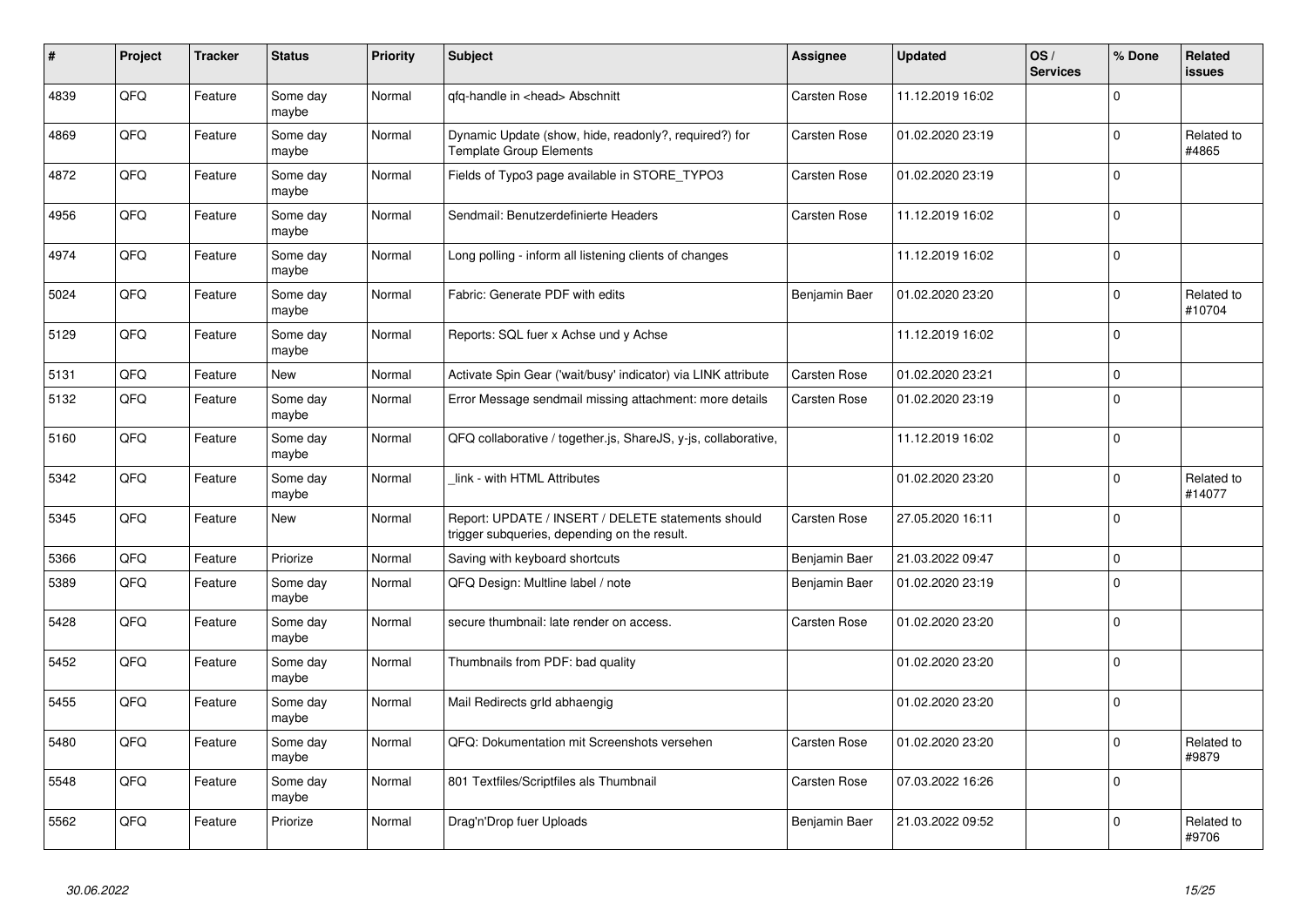| # | Project | Tracker | Status | Priority | Subject | Assignee | Updated | OS / Services | % Done | Related issues |
|---|---|---|---|---|---|---|---|---|---|---|
| 4839 | QFQ | Feature | Some day maybe | Normal | qfq-handle in <head> Abschnitt | Carsten Rose | 11.12.2019 16:02 | | 0 | |
| 4869 | QFQ | Feature | Some day maybe | Normal | Dynamic Update (show, hide, readonly?, required?) for Template Group Elements | Carsten Rose | 01.02.2020 23:19 | | 0 | Related to #4865 |
| 4872 | QFQ | Feature | Some day maybe | Normal | Fields of Typo3 page available in STORE_TYPO3 | Carsten Rose | 01.02.2020 23:19 | | 0 | |
| 4956 | QFQ | Feature | Some day maybe | Normal | Sendmail: Benutzerdefinierte Headers | Carsten Rose | 11.12.2019 16:02 | | 0 | |
| 4974 | QFQ | Feature | Some day maybe | Normal | Long polling - inform all listening clients of changes | | 11.12.2019 16:02 | | 0 | |
| 5024 | QFQ | Feature | Some day maybe | Normal | Fabric: Generate PDF with edits | Benjamin Baer | 01.02.2020 23:20 | | 0 | Related to #10704 |
| 5129 | QFQ | Feature | Some day maybe | Normal | Reports: SQL fuer x Achse und y Achse | | 11.12.2019 16:02 | | 0 | |
| 5131 | QFQ | Feature | New | Normal | Activate Spin Gear ('wait/busy' indicator) via LINK attribute | Carsten Rose | 01.02.2020 23:21 | | 0 | |
| 5132 | QFQ | Feature | Some day maybe | Normal | Error Message sendmail missing attachment: more details | Carsten Rose | 01.02.2020 23:19 | | 0 | |
| 5160 | QFQ | Feature | Some day maybe | Normal | QFQ collaborative / together.js, ShareJS, y-js, collaborative, | | 11.12.2019 16:02 | | 0 | |
| 5342 | QFQ | Feature | Some day maybe | Normal | _link - with HTML Attributes | | 01.02.2020 23:20 | | 0 | Related to #14077 |
| 5345 | QFQ | Feature | New | Normal | Report: UPDATE / INSERT / DELETE statements should trigger subqueries, depending on the result. | Carsten Rose | 27.05.2020 16:11 | | 0 | |
| 5366 | QFQ | Feature | Priorize | Normal | Saving with keyboard shortcuts | Benjamin Baer | 21.03.2022 09:47 | | 0 | |
| 5389 | QFQ | Feature | Some day maybe | Normal | QFQ Design: Multline label / note | Benjamin Baer | 01.02.2020 23:19 | | 0 | |
| 5428 | QFQ | Feature | Some day maybe | Normal | secure thumbnail: late render on access. | Carsten Rose | 01.02.2020 23:20 | | 0 | |
| 5452 | QFQ | Feature | Some day maybe | Normal | Thumbnails from PDF: bad quality | | 01.02.2020 23:20 | | 0 | |
| 5455 | QFQ | Feature | Some day maybe | Normal | Mail Redirects grId abhaengig | | 01.02.2020 23:20 | | 0 | |
| 5480 | QFQ | Feature | Some day maybe | Normal | QFQ: Dokumentation mit Screenshots versehen | Carsten Rose | 01.02.2020 23:20 | | 0 | Related to #9879 |
| 5548 | QFQ | Feature | Some day maybe | Normal | 801 Textfiles/Scriptfiles als Thumbnail | Carsten Rose | 07.03.2022 16:26 | | 0 | |
| 5562 | QFQ | Feature | Priorize | Normal | Drag'n'Drop fuer Uploads | Benjamin Baer | 21.03.2022 09:52 | | 0 | Related to #9706 |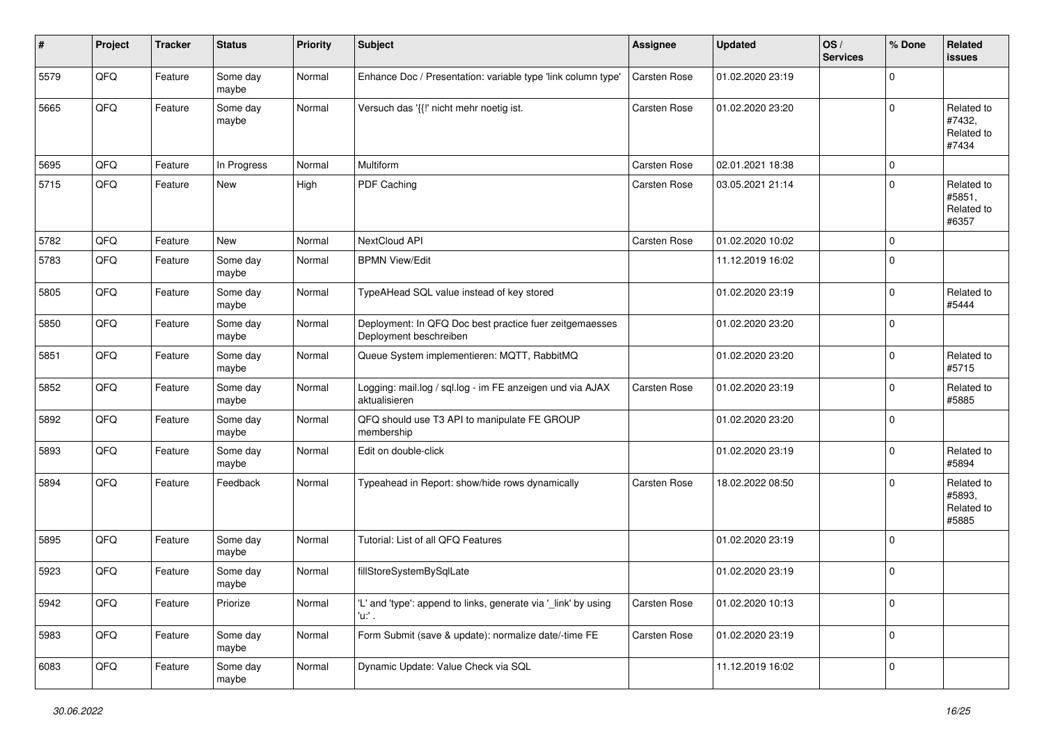| # | Project | Tracker | Status | Priority | Subject | Assignee | Updated | OS / Services | % Done | Related issues |
|---|---|---|---|---|---|---|---|---|---|---|
| 5579 | QFQ | Feature | Some day maybe | Normal | Enhance Doc / Presentation: variable type 'link column type' | Carsten Rose | 01.02.2020 23:19 | | 0 | |
| 5665 | QFQ | Feature | Some day maybe | Normal | Versuch das '{{!' nicht mehr noetig ist. | Carsten Rose | 01.02.2020 23:20 | | 0 | Related to #7432, Related to #7434 |
| 5695 | QFQ | Feature | In Progress | Normal | Multiform | Carsten Rose | 02.01.2021 18:38 | | 0 | |
| 5715 | QFQ | Feature | New | High | PDF Caching | Carsten Rose | 03.05.2021 21:14 | | 0 | Related to #5851, Related to #6357 |
| 5782 | QFQ | Feature | New | Normal | NextCloud API | Carsten Rose | 01.02.2020 10:02 | | 0 | |
| 5783 | QFQ | Feature | Some day maybe | Normal | BPMN View/Edit | | 11.12.2019 16:02 | | 0 | |
| 5805 | QFQ | Feature | Some day maybe | Normal | TypeAHead SQL value instead of key stored | | 01.02.2020 23:19 | | 0 | Related to #5444 |
| 5850 | QFQ | Feature | Some day maybe | Normal | Deployment: In QFQ Doc best practice fuer zeitgemaesses Deployment beschreiben | | 01.02.2020 23:20 | | 0 | |
| 5851 | QFQ | Feature | Some day maybe | Normal | Queue System implementieren: MQTT, RabbitMQ | | 01.02.2020 23:20 | | 0 | Related to #5715 |
| 5852 | QFQ | Feature | Some day maybe | Normal | Logging: mail.log / sql.log - im FE anzeigen und via AJAX aktualisieren | Carsten Rose | 01.02.2020 23:19 | | 0 | Related to #5885 |
| 5892 | QFQ | Feature | Some day maybe | Normal | QFQ should use T3 API to manipulate FE GROUP membership | | 01.02.2020 23:20 | | 0 | |
| 5893 | QFQ | Feature | Some day maybe | Normal | Edit on double-click | | 01.02.2020 23:19 | | 0 | Related to #5894 |
| 5894 | QFQ | Feature | Feedback | Normal | Typeahead in Report: show/hide rows dynamically | Carsten Rose | 18.02.2022 08:50 | | 0 | Related to #5893, Related to #5885 |
| 5895 | QFQ | Feature | Some day maybe | Normal | Tutorial: List of all QFQ Features | | 01.02.2020 23:19 | | 0 | |
| 5923 | QFQ | Feature | Some day maybe | Normal | fillStoreSystemBySqlLate | | 01.02.2020 23:19 | | 0 | |
| 5942 | QFQ | Feature | Priorize | Normal | 'L' and 'type': append to links, generate via '_link' by using 'u:' . | Carsten Rose | 01.02.2020 10:13 | | 0 | |
| 5983 | QFQ | Feature | Some day maybe | Normal | Form Submit (save & update): normalize date/-time FE | Carsten Rose | 01.02.2020 23:19 | | 0 | |
| 6083 | QFQ | Feature | Some day maybe | Normal | Dynamic Update: Value Check via SQL | | 11.12.2019 16:02 | | 0 | |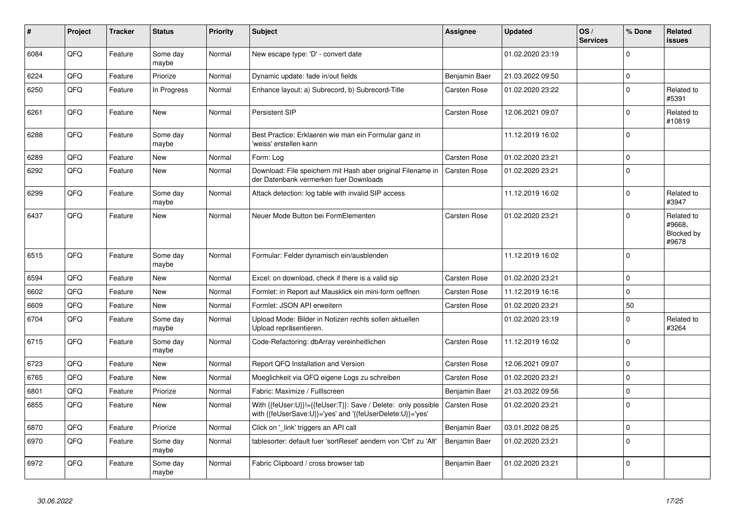| # | Project | Tracker | Status | Priority | Subject | Assignee | Updated | OS / Services | % Done | Related issues |
|---|---|---|---|---|---|---|---|---|---|---|
| 6084 | QFQ | Feature | Some day maybe | Normal | New escape type: 'D' - convert date | | 01.02.2020 23:19 | | 0 | |
| 6224 | QFQ | Feature | Priorize | Normal | Dynamic update: fade in/out fields | Benjamin Baer | 21.03.2022 09:50 | | 0 | |
| 6250 | QFQ | Feature | In Progress | Normal | Enhance layout: a) Subrecord, b) Subrecord-Title | Carsten Rose | 01.02.2020 23:22 | | 0 | Related to #5391 |
| 6261 | QFQ | Feature | New | Normal | Persistent SIP | Carsten Rose | 12.06.2021 09:07 | | 0 | Related to #10819 |
| 6288 | QFQ | Feature | Some day maybe | Normal | Best Practice: Erklaeren wie man ein Formular ganz in 'weiss' erstellen kann | | 11.12.2019 16:02 | | 0 | |
| 6289 | QFQ | Feature | New | Normal | Form: Log | Carsten Rose | 01.02.2020 23:21 | | 0 | |
| 6292 | QFQ | Feature | New | Normal | Download: File speichern mit Hash aber original Filename in der Datenbank vermerken fuer Downloads | Carsten Rose | 01.02.2020 23:21 | | 0 | |
| 6299 | QFQ | Feature | Some day maybe | Normal | Attack detection: log table with invalid SIP access | | 11.12.2019 16:02 | | 0 | Related to #3947 |
| 6437 | QFQ | Feature | New | Normal | Neuer Mode Button bei FormElementen | Carsten Rose | 01.02.2020 23:21 | | 0 | Related to #9668, Blocked by #9678 |
| 6515 | QFQ | Feature | Some day maybe | Normal | Formular: Felder dynamisch ein/ausblenden | | 11.12.2019 16:02 | | 0 | |
| 6594 | QFQ | Feature | New | Normal | Excel: on download, check if there is a valid sip | Carsten Rose | 01.02.2020 23:21 | | 0 | |
| 6602 | QFQ | Feature | New | Normal | Formlet: in Report auf Mausklick ein mini-form oeffnen | Carsten Rose | 11.12.2019 16:16 | | 0 | |
| 6609 | QFQ | Feature | New | Normal | Formlet: JSON API erweitern | Carsten Rose | 01.02.2020 23:21 | | 50 | |
| 6704 | QFQ | Feature | Some day maybe | Normal | Upload Mode: Bilder in Notizen rechts sollen aktuellen Upload repräsentieren. | | 01.02.2020 23:19 | | 0 | Related to #3264 |
| 6715 | QFQ | Feature | Some day maybe | Normal | Code-Refactoring: dbArray vereinheitlichen | Carsten Rose | 11.12.2019 16:02 | | 0 | |
| 6723 | QFQ | Feature | New | Normal | Report QFQ Installation and Version | Carsten Rose | 12.06.2021 09:07 | | 0 | |
| 6765 | QFQ | Feature | New | Normal | Moeglichkeit via QFQ eigene Logs zu schreiben | Carsten Rose | 01.02.2020 23:21 | | 0 | |
| 6801 | QFQ | Feature | Priorize | Normal | Fabric: Maximize / FullIscreen | Benjamin Baer | 21.03.2022 09:56 | | 0 | |
| 6855 | QFQ | Feature | New | Normal | With {{feUser:U}}!={{feUser:T}}: Save / Delete: only possible with {{feUserSave:U}}='yes' and '{{feUserDelete:U}}='yes' | Carsten Rose | 01.02.2020 23:21 | | 0 | |
| 6870 | QFQ | Feature | Priorize | Normal | Click on '_link' triggers an API call | Benjamin Baer | 03.01.2022 08:25 | | 0 | |
| 6970 | QFQ | Feature | Some day maybe | Normal | tablesorter: default fuer 'sortReset' aendern von 'Ctrl' zu 'Alt' | Benjamin Baer | 01.02.2020 23:21 | | 0 | |
| 6972 | QFQ | Feature | Some day maybe | Normal | Fabric Clipboard / cross browser tab | Benjamin Baer | 01.02.2020 23:21 | | 0 | |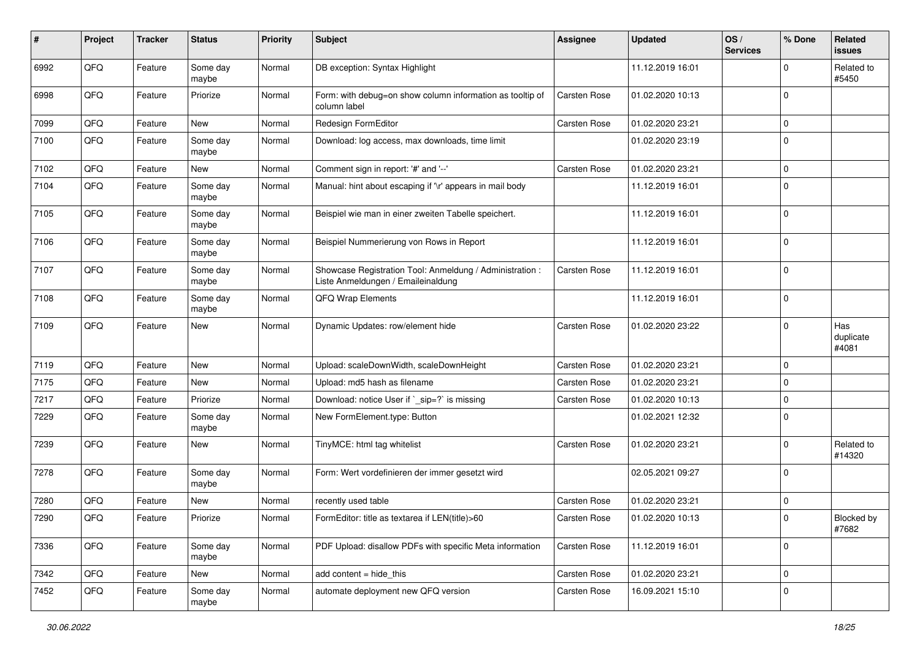| # | Project | Tracker | Status | Priority | Subject | Assignee | Updated | OS / Services | % Done | Related issues |
|---|---|---|---|---|---|---|---|---|---|---|
| 6992 | QFQ | Feature | Some day maybe | Normal | DB exception: Syntax Highlight | | 11.12.2019 16:01 | | 0 | Related to #5450 |
| 6998 | QFQ | Feature | Priorize | Normal | Form: with debug=on show column information as tooltip of column label | Carsten Rose | 01.02.2020 10:13 | | 0 | |
| 7099 | QFQ | Feature | New | Normal | Redesign FormEditor | Carsten Rose | 01.02.2020 23:21 | | 0 | |
| 7100 | QFQ | Feature | Some day maybe | Normal | Download: log access, max downloads, time limit | | 01.02.2020 23:19 | | 0 | |
| 7102 | QFQ | Feature | New | Normal | Comment sign in report: '#' and '--' | Carsten Rose | 01.02.2020 23:21 | | 0 | |
| 7104 | QFQ | Feature | Some day maybe | Normal | Manual: hint about escaping if '\r' appears in mail body | | 11.12.2019 16:01 | | 0 | |
| 7105 | QFQ | Feature | Some day maybe | Normal | Beispiel wie man in einer zweiten Tabelle speichert. | | 11.12.2019 16:01 | | 0 | |
| 7106 | QFQ | Feature | Some day maybe | Normal | Beispiel Nummerierung von Rows in Report | | 11.12.2019 16:01 | | 0 | |
| 7107 | QFQ | Feature | Some day maybe | Normal | Showcase Registration Tool: Anmeldung / Administration : Liste Anmeldungen / Emaileinaldung | Carsten Rose | 11.12.2019 16:01 | | 0 | |
| 7108 | QFQ | Feature | Some day maybe | Normal | QFQ Wrap Elements | | 11.12.2019 16:01 | | 0 | |
| 7109 | QFQ | Feature | New | Normal | Dynamic Updates: row/element hide | Carsten Rose | 01.02.2020 23:22 | | 0 | Has duplicate #4081 |
| 7119 | QFQ | Feature | New | Normal | Upload: scaleDownWidth, scaleDownHeight | Carsten Rose | 01.02.2020 23:21 | | 0 | |
| 7175 | QFQ | Feature | New | Normal | Upload: md5 hash as filename | Carsten Rose | 01.02.2020 23:21 | | 0 | |
| 7217 | QFQ | Feature | Priorize | Normal | Download: notice User if `_sip=?` is missing | Carsten Rose | 01.02.2020 10:13 | | 0 | |
| 7229 | QFQ | Feature | Some day maybe | Normal | New FormElement.type: Button | | 01.02.2021 12:32 | | 0 | |
| 7239 | QFQ | Feature | New | Normal | TinyMCE: html tag whitelist | Carsten Rose | 01.02.2020 23:21 | | 0 | Related to #14320 |
| 7278 | QFQ | Feature | Some day maybe | Normal | Form: Wert vordefinieren der immer gesetzt wird | | 02.05.2021 09:27 | | 0 | |
| 7280 | QFQ | Feature | New | Normal | recently used table | Carsten Rose | 01.02.2020 23:21 | | 0 | |
| 7290 | QFQ | Feature | Priorize | Normal | FormEditor: title as textarea if LEN(title)>60 | Carsten Rose | 01.02.2020 10:13 | | 0 | Blocked by #7682 |
| 7336 | QFQ | Feature | Some day maybe | Normal | PDF Upload: disallow PDFs with specific Meta information | Carsten Rose | 11.12.2019 16:01 | | 0 | |
| 7342 | QFQ | Feature | New | Normal | add content = hide_this | Carsten Rose | 01.02.2020 23:21 | | 0 | |
| 7452 | QFQ | Feature | Some day maybe | Normal | automate deployment new QFQ version | Carsten Rose | 16.09.2021 15:10 | | 0 | |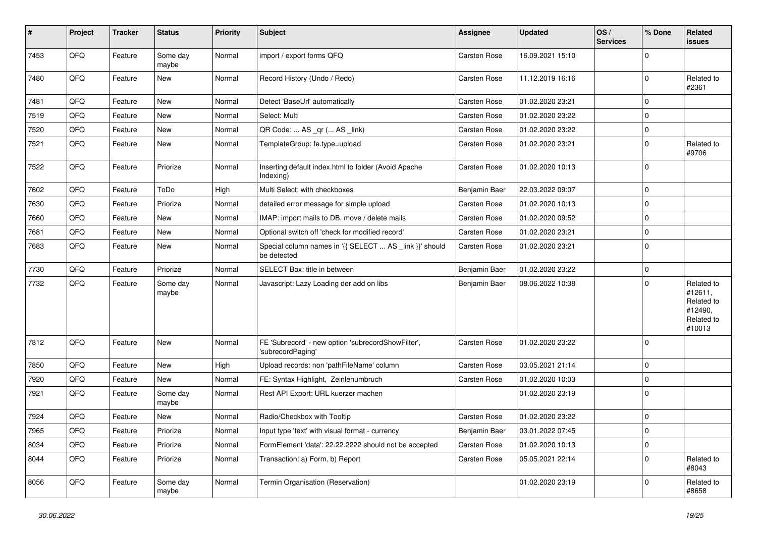| # | Project | Tracker | Status | Priority | Subject | Assignee | Updated | OS / Services | % Done | Related issues |
|---|---|---|---|---|---|---|---|---|---|---|
| 7453 | QFQ | Feature | Some day maybe | Normal | import / export forms QFQ | Carsten Rose | 16.09.2021 15:10 | | 0 | |
| 7480 | QFQ | Feature | New | Normal | Record History (Undo / Redo) | Carsten Rose | 11.12.2019 16:16 | | 0 | Related to #2361 |
| 7481 | QFQ | Feature | New | Normal | Detect 'BaseUrl' automatically | Carsten Rose | 01.02.2020 23:21 | | 0 | |
| 7519 | QFQ | Feature | New | Normal | Select: Multi | Carsten Rose | 01.02.2020 23:22 | | 0 | |
| 7520 | QFQ | Feature | New | Normal | QR Code: ... AS _qr (... AS _link) | Carsten Rose | 01.02.2020 23:22 | | 0 | |
| 7521 | QFQ | Feature | New | Normal | TemplateGroup: fe.type=upload | Carsten Rose | 01.02.2020 23:21 | | 0 | Related to #9706 |
| 7522 | QFQ | Feature | Priorize | Normal | Inserting default index.html to folder (Avoid Apache Indexing) | Carsten Rose | 01.02.2020 10:13 | | 0 | |
| 7602 | QFQ | Feature | ToDo | High | Multi Select: with checkboxes | Benjamin Baer | 22.03.2022 09:07 | | 0 | |
| 7630 | QFQ | Feature | Priorize | Normal | detailed error message for simple upload | Carsten Rose | 01.02.2020 10:13 | | 0 | |
| 7660 | QFQ | Feature | New | Normal | IMAP: import mails to DB, move / delete mails | Carsten Rose | 01.02.2020 09:52 | | 0 | |
| 7681 | QFQ | Feature | New | Normal | Optional switch off 'check for modified record' | Carsten Rose | 01.02.2020 23:21 | | 0 | |
| 7683 | QFQ | Feature | New | Normal | Special column names in '{{ SELECT ... AS _link }}' should be detected | Carsten Rose | 01.02.2020 23:21 | | 0 | |
| 7730 | QFQ | Feature | Priorize | Normal | SELECT Box: title in between | Benjamin Baer | 01.02.2020 23:22 | | 0 | |
| 7732 | QFQ | Feature | Some day maybe | Normal | Javascript: Lazy Loading der add on libs | Benjamin Baer | 08.06.2022 10:38 | | 0 | Related to #12611, Related to #12490, Related to #10013 |
| 7812 | QFQ | Feature | New | Normal | FE 'Subrecord' - new option 'subrecordShowFilter', 'subrecordPaging' | Carsten Rose | 01.02.2020 23:22 | | 0 | |
| 7850 | QFQ | Feature | New | High | Upload records: non 'pathFileName' column | Carsten Rose | 03.05.2021 21:14 | | 0 | |
| 7920 | QFQ | Feature | New | Normal | FE: Syntax Highlight, Zeinlenumbruch | Carsten Rose | 01.02.2020 10:03 | | 0 | |
| 7921 | QFQ | Feature | Some day maybe | Normal | Rest API Export: URL kuerzer machen | | 01.02.2020 23:19 | | 0 | |
| 7924 | QFQ | Feature | New | Normal | Radio/Checkbox with Tooltip | Carsten Rose | 01.02.2020 23:22 | | 0 | |
| 7965 | QFQ | Feature | Priorize | Normal | Input type 'text' with visual format - currency | Benjamin Baer | 03.01.2022 07:45 | | 0 | |
| 8034 | QFQ | Feature | Priorize | Normal | FormElement 'data': 22.22.2222 should not be accepted | Carsten Rose | 01.02.2020 10:13 | | 0 | |
| 8044 | QFQ | Feature | Priorize | Normal | Transaction: a) Form, b) Report | Carsten Rose | 05.05.2021 22:14 | | 0 | Related to #8043 |
| 8056 | QFQ | Feature | Some day maybe | Normal | Termin Organisation (Reservation) | | 01.02.2020 23:19 | | 0 | Related to #8658 |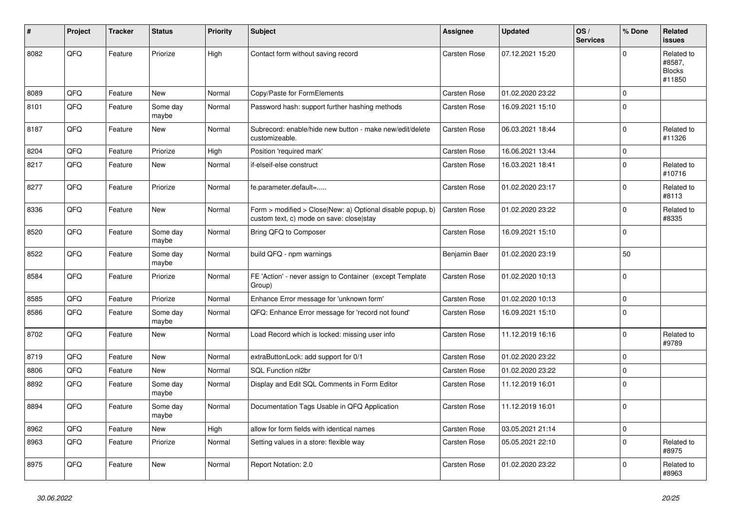| # | Project | Tracker | Status | Priority | Subject | Assignee | Updated | OS / Services | % Done | Related issues |
|---|---|---|---|---|---|---|---|---|---|---|
| 8082 | QFQ | Feature | Priorize | High | Contact form without saving record | Carsten Rose | 07.12.2021 15:20 | | 0 | Related to #8587, Blocks #11850 |
| 8089 | QFQ | Feature | New | Normal | Copy/Paste for FormElements | Carsten Rose | 01.02.2020 23:22 | | 0 | |
| 8101 | QFQ | Feature | Some day maybe | Normal | Password hash: support further hashing methods | Carsten Rose | 16.09.2021 15:10 | | 0 | |
| 8187 | QFQ | Feature | New | Normal | Subrecord: enable/hide new button - make new/edit/delete customizeable. | Carsten Rose | 06.03.2021 18:44 | | 0 | Related to #11326 |
| 8204 | QFQ | Feature | Priorize | High | Position 'required mark' | Carsten Rose | 16.06.2021 13:44 | | 0 | |
| 8217 | QFQ | Feature | New | Normal | if-elseif-else construct | Carsten Rose | 16.03.2021 18:41 | | 0 | Related to #10716 |
| 8277 | QFQ | Feature | Priorize | Normal | fe.parameter.default=..... | Carsten Rose | 01.02.2020 23:17 | | 0 | Related to #8113 |
| 8336 | QFQ | Feature | New | Normal | Form > modified > Close\|New: a) Optional disable popup, b) custom text, c) mode on save: close\|stay | Carsten Rose | 01.02.2020 23:22 | | 0 | Related to #8335 |
| 8520 | QFQ | Feature | Some day maybe | Normal | Bring QFQ to Composer | Carsten Rose | 16.09.2021 15:10 | | 0 | |
| 8522 | QFQ | Feature | Some day maybe | Normal | build QFQ - npm warnings | Benjamin Baer | 01.02.2020 23:19 | | 50 | |
| 8584 | QFQ | Feature | Priorize | Normal | FE 'Action' - never assign to Container (except Template Group) | Carsten Rose | 01.02.2020 10:13 | | 0 | |
| 8585 | QFQ | Feature | Priorize | Normal | Enhance Error message for 'unknown form' | Carsten Rose | 01.02.2020 10:13 | | 0 | |
| 8586 | QFQ | Feature | Some day maybe | Normal | QFQ: Enhance Error message for 'record not found' | Carsten Rose | 16.09.2021 15:10 | | 0 | |
| 8702 | QFQ | Feature | New | Normal | Load Record which is locked: missing user info | Carsten Rose | 11.12.2019 16:16 | | 0 | Related to #9789 |
| 8719 | QFQ | Feature | New | Normal | extraButtonLock: add support for 0/1 | Carsten Rose | 01.02.2020 23:22 | | 0 | |
| 8806 | QFQ | Feature | New | Normal | SQL Function nl2br | Carsten Rose | 01.02.2020 23:22 | | 0 | |
| 8892 | QFQ | Feature | Some day maybe | Normal | Display and Edit SQL Comments in Form Editor | Carsten Rose | 11.12.2019 16:01 | | 0 | |
| 8894 | QFQ | Feature | Some day maybe | Normal | Documentation Tags Usable in QFQ Application | Carsten Rose | 11.12.2019 16:01 | | 0 | |
| 8962 | QFQ | Feature | New | High | allow for form fields with identical names | Carsten Rose | 03.05.2021 21:14 | | 0 | |
| 8963 | QFQ | Feature | Priorize | Normal | Setting values in a store: flexible way | Carsten Rose | 05.05.2021 22:10 | | 0 | Related to #8975 |
| 8975 | QFQ | Feature | New | Normal | Report Notation: 2.0 | Carsten Rose | 01.02.2020 23:22 | | 0 | Related to #8963 |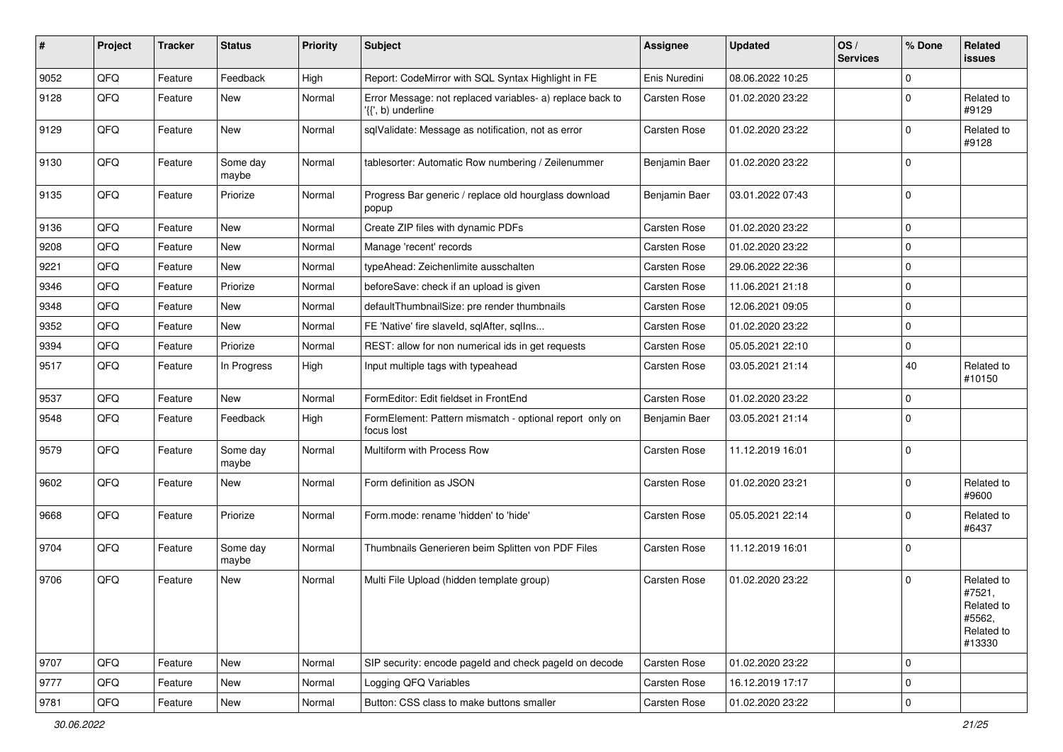| # | Project | Tracker | Status | Priority | Subject | Assignee | Updated | OS / Services | % Done | Related issues |
|---|---|---|---|---|---|---|---|---|---|---|
| 9052 | QFQ | Feature | Feedback | High | Report: CodeMirror with SQL Syntax Highlight in FE | Enis Nuredini | 08.06.2022 10:25 | | 0 | |
| 9128 | QFQ | Feature | New | Normal | Error Message: not replaced variables- a) replace back to '{{', b) underline | Carsten Rose | 01.02.2020 23:22 | | 0 | Related to #9129 |
| 9129 | QFQ | Feature | New | Normal | sqlValidate: Message as notification, not as error | Carsten Rose | 01.02.2020 23:22 | | 0 | Related to #9128 |
| 9130 | QFQ | Feature | Some day maybe | Normal | tablesorter: Automatic Row numbering / Zeilenummer | Benjamin Baer | 01.02.2020 23:22 | | 0 | |
| 9135 | QFQ | Feature | Priorize | Normal | Progress Bar generic / replace old hourglass download popup | Benjamin Baer | 03.01.2022 07:43 | | 0 | |
| 9136 | QFQ | Feature | New | Normal | Create ZIP files with dynamic PDFs | Carsten Rose | 01.02.2020 23:22 | | 0 | |
| 9208 | QFQ | Feature | New | Normal | Manage 'recent' records | Carsten Rose | 01.02.2020 23:22 | | 0 | |
| 9221 | QFQ | Feature | New | Normal | typeAhead: Zeichenlimite ausschalten | Carsten Rose | 29.06.2022 22:36 | | 0 | |
| 9346 | QFQ | Feature | Priorize | Normal | beforeSave: check if an upload is given | Carsten Rose | 11.06.2021 21:18 | | 0 | |
| 9348 | QFQ | Feature | New | Normal | defaultThumbnailSize: pre render thumbnails | Carsten Rose | 12.06.2021 09:05 | | 0 | |
| 9352 | QFQ | Feature | New | Normal | FE 'Native' fire slaveId, sqlAfter, sqlIns... | Carsten Rose | 01.02.2020 23:22 | | 0 | |
| 9394 | QFQ | Feature | Priorize | Normal | REST: allow for non numerical ids in get requests | Carsten Rose | 05.05.2021 22:10 | | 0 | |
| 9517 | QFQ | Feature | In Progress | High | Input multiple tags with typeahead | Carsten Rose | 03.05.2021 21:14 | | 40 | Related to #10150 |
| 9537 | QFQ | Feature | New | Normal | FormEditor: Edit fieldset in FrontEnd | Carsten Rose | 01.02.2020 23:22 | | 0 | |
| 9548 | QFQ | Feature | Feedback | High | FormElement: Pattern mismatch - optional report only on focus lost | Benjamin Baer | 03.05.2021 21:14 | | 0 | |
| 9579 | QFQ | Feature | Some day maybe | Normal | Multiform with Process Row | Carsten Rose | 11.12.2019 16:01 | | 0 | |
| 9602 | QFQ | Feature | New | Normal | Form definition as JSON | Carsten Rose | 01.02.2020 23:21 | | 0 | Related to #9600 |
| 9668 | QFQ | Feature | Priorize | Normal | Form.mode: rename 'hidden' to 'hide' | Carsten Rose | 05.05.2021 22:14 | | 0 | Related to #6437 |
| 9704 | QFQ | Feature | Some day maybe | Normal | Thumbnails Generieren beim Splitten von PDF Files | Carsten Rose | 11.12.2019 16:01 | | 0 | |
| 9706 | QFQ | Feature | New | Normal | Multi File Upload (hidden template group) | Carsten Rose | 01.02.2020 23:22 | | 0 | Related to #7521, Related to #5562, Related to #13330 |
| 9707 | QFQ | Feature | New | Normal | SIP security: encode pageId and check pageId on decode | Carsten Rose | 01.02.2020 23:22 | | 0 | |
| 9777 | QFQ | Feature | New | Normal | Logging QFQ Variables | Carsten Rose | 16.12.2019 17:17 | | 0 | |
| 9781 | QFQ | Feature | New | Normal | Button: CSS class to make buttons smaller | Carsten Rose | 01.02.2020 23:22 | | 0 | |

*30.06.2022*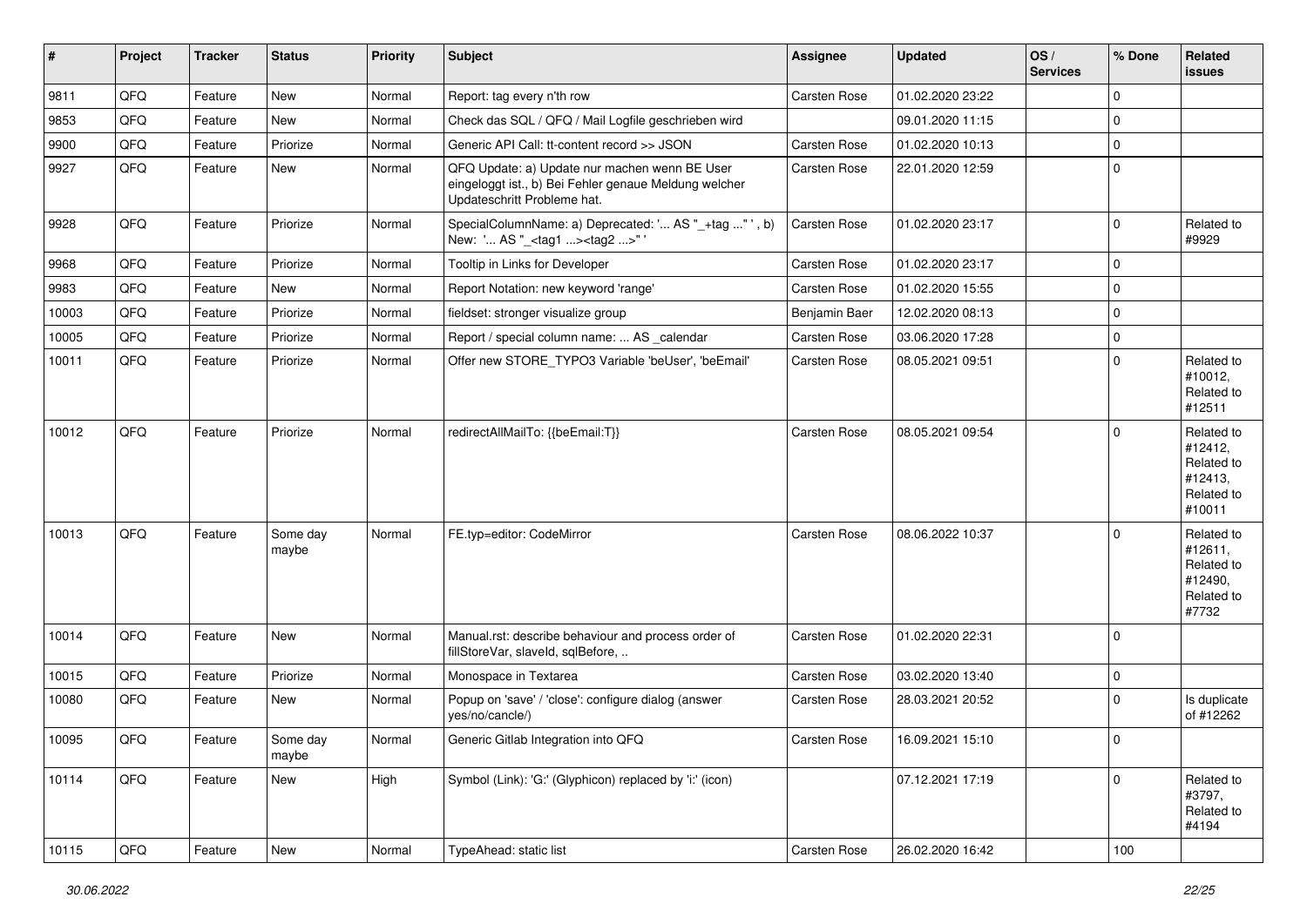| # | Project | Tracker | Status | Priority | Subject | Assignee | Updated | OS / Services | % Done | Related issues |
|---|---|---|---|---|---|---|---|---|---|---|
| 9811 | QFQ | Feature | New | Normal | Report: tag every n'th row | Carsten Rose | 01.02.2020 23:22 | | 0 | |
| 9853 | QFQ | Feature | New | Normal | Check das SQL / QFQ / Mail Logfile geschrieben wird | | 09.01.2020 11:15 | | 0 | |
| 9900 | QFQ | Feature | Priorize | Normal | Generic API Call: tt-content record >> JSON | Carsten Rose | 01.02.2020 10:13 | | 0 | |
| 9927 | QFQ | Feature | New | Normal | QFQ Update: a) Update nur machen wenn BE User eingeloggt ist., b) Bei Fehler genaue Meldung welcher Updateschritt Probleme hat. | Carsten Rose | 22.01.2020 12:59 | | 0 | |
| 9928 | QFQ | Feature | Priorize | Normal | SpecialColumnName: a) Deprecated: '... AS "_+tag ..." ', b) New: '... AS "_<tag1 ...><tag2 ...>" ' | Carsten Rose | 01.02.2020 23:17 | | 0 | Related to #9929 |
| 9968 | QFQ | Feature | Priorize | Normal | Tooltip in Links for Developer | Carsten Rose | 01.02.2020 23:17 | | 0 | |
| 9983 | QFQ | Feature | New | Normal | Report Notation: new keyword 'range' | Carsten Rose | 01.02.2020 15:55 | | 0 | |
| 10003 | QFQ | Feature | Priorize | Normal | fieldset: stronger visualize group | Benjamin Baer | 12.02.2020 08:13 | | 0 | |
| 10005 | QFQ | Feature | Priorize | Normal | Report / special column name: ... AS _calendar | Carsten Rose | 03.06.2020 17:28 | | 0 | |
| 10011 | QFQ | Feature | Priorize | Normal | Offer new STORE_TYPO3 Variable 'beUser', 'beEmail' | Carsten Rose | 08.05.2021 09:51 | | 0 | Related to #10012, Related to #12511 |
| 10012 | QFQ | Feature | Priorize | Normal | redirectAllMailTo: {{beEmail:T}} | Carsten Rose | 08.05.2021 09:54 | | 0 | Related to #12412, Related to #12413, Related to #10011 |
| 10013 | QFQ | Feature | Some day maybe | Normal | FE.typ=editor: CodeMirror | Carsten Rose | 08.06.2022 10:37 | | 0 | Related to #12611, Related to #12490, Related to #7732 |
| 10014 | QFQ | Feature | New | Normal | Manual.rst: describe behaviour and process order of fillStoreVar, slaveId, sqlBefore, .. | Carsten Rose | 01.02.2020 22:31 | | 0 | |
| 10015 | QFQ | Feature | Priorize | Normal | Monospace in Textarea | Carsten Rose | 03.02.2020 13:40 | | 0 | |
| 10080 | QFQ | Feature | New | Normal | Popup on 'save' / 'close': configure dialog (answer yes/no/cancle/) | Carsten Rose | 28.03.2021 20:52 | | 0 | Is duplicate of #12262 |
| 10095 | QFQ | Feature | Some day maybe | Normal | Generic Gitlab Integration into QFQ | Carsten Rose | 16.09.2021 15:10 | | 0 | |
| 10114 | QFQ | Feature | New | High | Symbol (Link): 'G:' (Glyphicon) replaced by 'i:' (icon) | | 07.12.2021 17:19 | | 0 | Related to #3797, Related to #4194 |
| 10115 | QFQ | Feature | New | Normal | TypeAhead: static list | Carsten Rose | 26.02.2020 16:42 | | 100 | |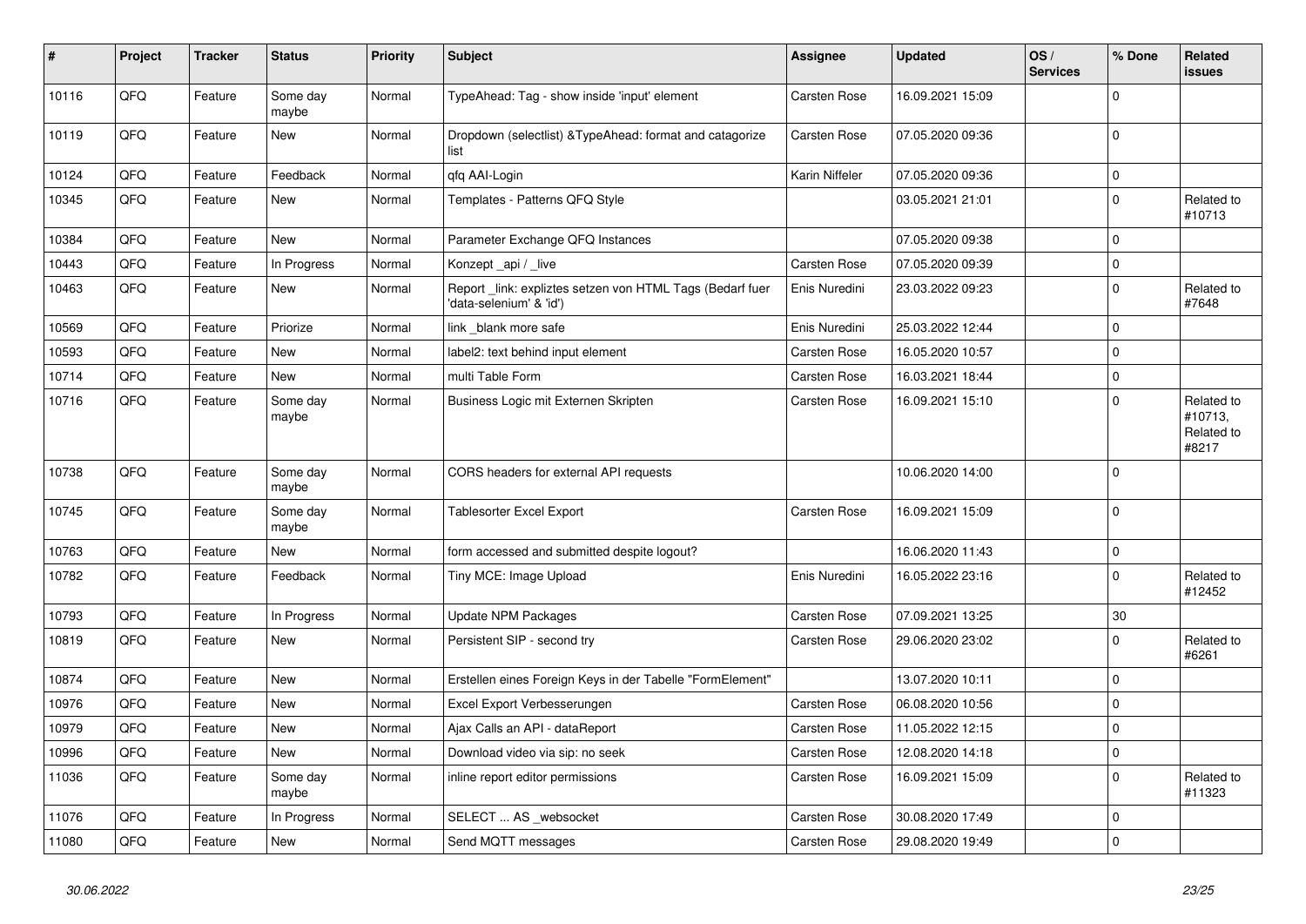| # | Project | Tracker | Status | Priority | Subject | Assignee | Updated | OS / Services | % Done | Related issues |
|---|---|---|---|---|---|---|---|---|---|---|
| 10116 | QFQ | Feature | Some day maybe | Normal | TypeAhead: Tag - show inside 'input' element | Carsten Rose | 16.09.2021 15:09 | | 0 | |
| 10119 | QFQ | Feature | New | Normal | Dropdown (selectlist) &TypeAhead: format and catagorize list | Carsten Rose | 07.05.2020 09:36 | | 0 | |
| 10124 | QFQ | Feature | Feedback | Normal | qfq AAI-Login | Karin Niffeler | 07.05.2020 09:36 | | 0 | |
| 10345 | QFQ | Feature | New | Normal | Templates - Patterns QFQ Style | | 03.05.2021 21:01 | | 0 | Related to #10713 |
| 10384 | QFQ | Feature | New | Normal | Parameter Exchange QFQ Instances | | 07.05.2020 09:38 | | 0 | |
| 10443 | QFQ | Feature | In Progress | Normal | Konzept _api / _live | Carsten Rose | 07.05.2020 09:39 | | 0 | |
| 10463 | QFQ | Feature | New | Normal | Report _link: expliztes setzen von HTML Tags (Bedarf fuer 'data-selenium' & 'id') | Enis Nuredini | 23.03.2022 09:23 | | 0 | Related to #7648 |
| 10569 | QFQ | Feature | Priorize | Normal | link _blank more safe | Enis Nuredini | 25.03.2022 12:44 | | 0 | |
| 10593 | QFQ | Feature | New | Normal | label2: text behind input element | Carsten Rose | 16.05.2020 10:57 | | 0 | |
| 10714 | QFQ | Feature | New | Normal | multi Table Form | Carsten Rose | 16.03.2021 18:44 | | 0 | |
| 10716 | QFQ | Feature | Some day maybe | Normal | Business Logic mit Externen Skripten | Carsten Rose | 16.09.2021 15:10 | | 0 | Related to #10713, Related to #8217 |
| 10738 | QFQ | Feature | Some day maybe | Normal | CORS headers for external API requests | | 10.06.2020 14:00 | | 0 | |
| 10745 | QFQ | Feature | Some day maybe | Normal | Tablesorter Excel Export | Carsten Rose | 16.09.2021 15:09 | | 0 | |
| 10763 | QFQ | Feature | New | Normal | form accessed and submitted despite logout? | | 16.06.2020 11:43 | | 0 | |
| 10782 | QFQ | Feature | Feedback | Normal | Tiny MCE: Image Upload | Enis Nuredini | 16.05.2022 23:16 | | 0 | Related to #12452 |
| 10793 | QFQ | Feature | In Progress | Normal | Update NPM Packages | Carsten Rose | 07.09.2021 13:25 | | 30 | |
| 10819 | QFQ | Feature | New | Normal | Persistent SIP - second try | Carsten Rose | 29.06.2020 23:02 | | 0 | Related to #6261 |
| 10874 | QFQ | Feature | New | Normal | Erstellen eines Foreign Keys in der Tabelle "FormElement" | | 13.07.2020 10:11 | | 0 | |
| 10976 | QFQ | Feature | New | Normal | Excel Export Verbesserungen | Carsten Rose | 06.08.2020 10:56 | | 0 | |
| 10979 | QFQ | Feature | New | Normal | Ajax Calls an API - dataReport | Carsten Rose | 11.05.2022 12:15 | | 0 | |
| 10996 | QFQ | Feature | New | Normal | Download video via sip: no seek | Carsten Rose | 12.08.2020 14:18 | | 0 | |
| 11036 | QFQ | Feature | Some day maybe | Normal | inline report editor permissions | Carsten Rose | 16.09.2021 15:09 | | 0 | Related to #11323 |
| 11076 | QFQ | Feature | In Progress | Normal | SELECT ... AS _websocket | Carsten Rose | 30.08.2020 17:49 | | 0 | |
| 11080 | QFQ | Feature | New | Normal | Send MQTT messages | Carsten Rose | 29.08.2020 19:49 | | 0 | |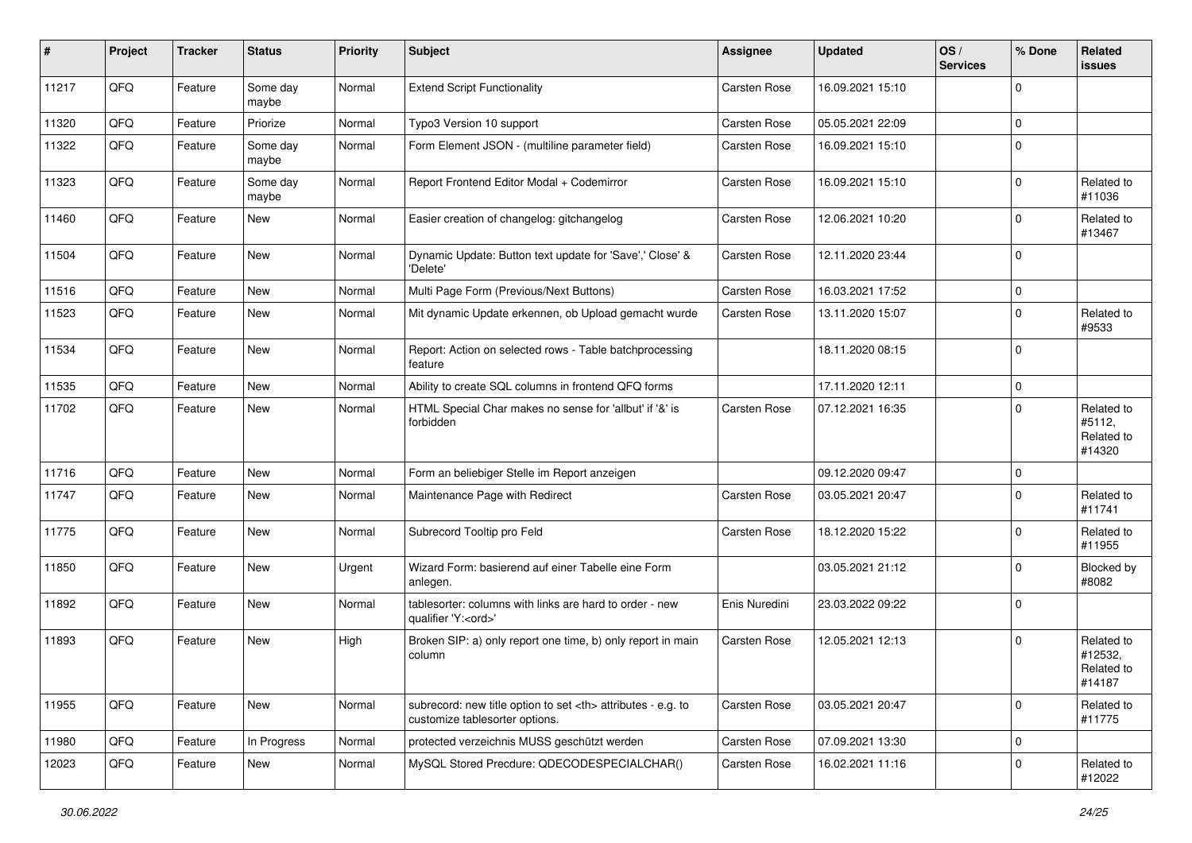| # | Project | Tracker | Status | Priority | Subject | Assignee | Updated | OS / Services | % Done | Related issues |
|---|---|---|---|---|---|---|---|---|---|---|
| 11217 | QFQ | Feature | Some day maybe | Normal | Extend Script Functionality | Carsten Rose | 16.09.2021 15:10 | | 0 | |
| 11320 | QFQ | Feature | Priorize | Normal | Typo3 Version 10 support | Carsten Rose | 05.05.2021 22:09 | | 0 | |
| 11322 | QFQ | Feature | Some day maybe | Normal | Form Element JSON - (multiline parameter field) | Carsten Rose | 16.09.2021 15:10 | | 0 | |
| 11323 | QFQ | Feature | Some day maybe | Normal | Report Frontend Editor Modal + Codemirror | Carsten Rose | 16.09.2021 15:10 | | 0 | Related to #11036 |
| 11460 | QFQ | Feature | New | Normal | Easier creation of changelog: gitchangelog | Carsten Rose | 12.06.2021 10:20 | | 0 | Related to #13467 |
| 11504 | QFQ | Feature | New | Normal | Dynamic Update: Button text update for 'Save',' Close' & 'Delete' | Carsten Rose | 12.11.2020 23:44 | | 0 | |
| 11516 | QFQ | Feature | New | Normal | Multi Page Form (Previous/Next Buttons) | Carsten Rose | 16.03.2021 17:52 | | 0 | |
| 11523 | QFQ | Feature | New | Normal | Mit dynamic Update erkennen, ob Upload gemacht wurde | Carsten Rose | 13.11.2020 15:07 | | 0 | Related to #9533 |
| 11534 | QFQ | Feature | New | Normal | Report: Action on selected rows - Table batchprocessing feature | | 18.11.2020 08:15 | | 0 | |
| 11535 | QFQ | Feature | New | Normal | Ability to create SQL columns in frontend QFQ forms | | 17.11.2020 12:11 | | 0 | |
| 11702 | QFQ | Feature | New | Normal | HTML Special Char makes no sense for 'allbut' if '&' is forbidden | Carsten Rose | 07.12.2021 16:35 | | 0 | Related to #5112, Related to #14320 |
| 11716 | QFQ | Feature | New | Normal | Form an beliebiger Stelle im Report anzeigen | | 09.12.2020 09:47 | | 0 | |
| 11747 | QFQ | Feature | New | Normal | Maintenance Page with Redirect | Carsten Rose | 03.05.2021 20:47 | | 0 | Related to #11741 |
| 11775 | QFQ | Feature | New | Normal | Subrecord Tooltip pro Feld | Carsten Rose | 18.12.2020 15:22 | | 0 | Related to #11955 |
| 11850 | QFQ | Feature | New | Urgent | Wizard Form: basierend auf einer Tabelle eine Form anlegen. | | 03.05.2021 21:12 | | 0 | Blocked by #8082 |
| 11892 | QFQ | Feature | New | Normal | tablesorter: columns with links are hard to order - new qualifier 'Y:<ord>' | Enis Nuredini | 23.03.2022 09:22 | | 0 | |
| 11893 | QFQ | Feature | New | High | Broken SIP: a) only report one time, b) only report in main column | Carsten Rose | 12.05.2021 12:13 | | 0 | Related to #12532, Related to #14187 |
| 11955 | QFQ | Feature | New | Normal | subrecord: new title option to set <th> attributes - e.g. to customize tablesorter options. | Carsten Rose | 03.05.2021 20:47 | | 0 | Related to #11775 |
| 11980 | QFQ | Feature | In Progress | Normal | protected verzeichnis MUSS geschützt werden | Carsten Rose | 07.09.2021 13:30 | | 0 | |
| 12023 | QFQ | Feature | New | Normal | MySQL Stored Precdure: QDECODESPECIALCHAR() | Carsten Rose | 16.02.2021 11:16 | | 0 | Related to #12022 |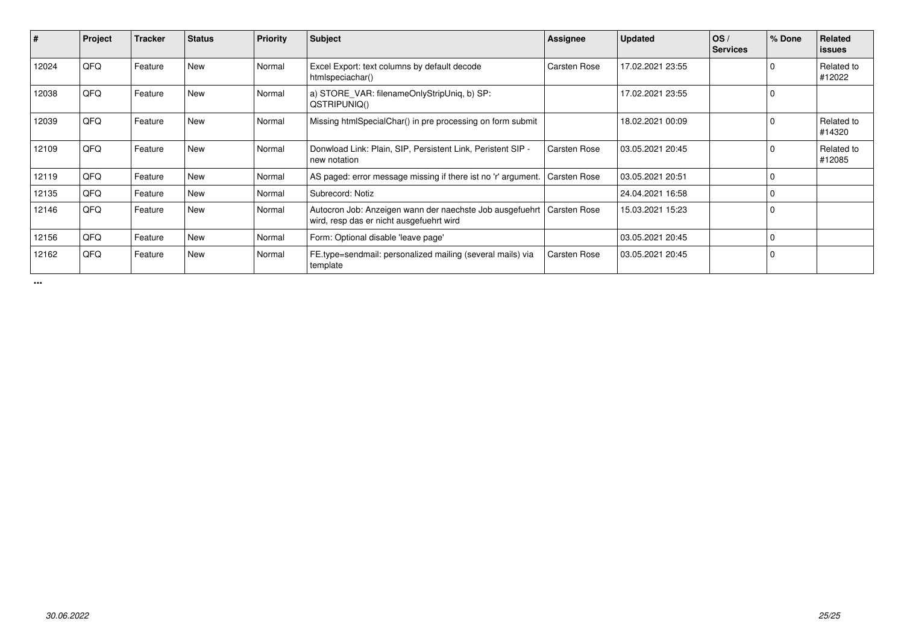| # | Project | Tracker | Status | Priority | Subject | Assignee | Updated | OS / Services | % Done | Related issues |
|---|---|---|---|---|---|---|---|---|---|---|
| 12024 | QFQ | Feature | New | Normal | Excel Export: text columns by default decode htmlspeciachar() | Carsten Rose | 17.02.2021 23:55 | | 0 | Related to #12022 |
| 12038 | QFQ | Feature | New | Normal | a) STORE_VAR: filenameOnlyStripUniq, b) SP: QSTRIPUNIQ() | | 17.02.2021 23:55 | | 0 | |
| 12039 | QFQ | Feature | New | Normal | Missing htmlSpecialChar() in pre processing on form submit | | 18.02.2021 00:09 | | 0 | Related to #14320 |
| 12109 | QFQ | Feature | New | Normal | Donwload Link: Plain, SIP, Persistent Link, Peristent SIP - new notation | Carsten Rose | 03.05.2021 20:45 | | 0 | Related to #12085 |
| 12119 | QFQ | Feature | New | Normal | AS paged: error message missing if there ist no 'r' argument. | Carsten Rose | 03.05.2021 20:51 | | 0 | |
| 12135 | QFQ | Feature | New | Normal | Subrecord: Notiz | | 24.04.2021 16:58 | | 0 | |
| 12146 | QFQ | Feature | New | Normal | Autocron Job: Anzeigen wann der naechste Job ausgefuehrt wird, resp das er nicht ausgefuehrt wird | Carsten Rose | 15.03.2021 15:23 | | 0 | |
| 12156 | QFQ | Feature | New | Normal | Form: Optional disable 'leave page' | | 03.05.2021 20:45 | | 0 | |
| 12162 | QFQ | Feature | New | Normal | FE.type=sendmail: personalized mailing (several mails) via template | Carsten Rose | 03.05.2021 20:45 | | 0 | |

...